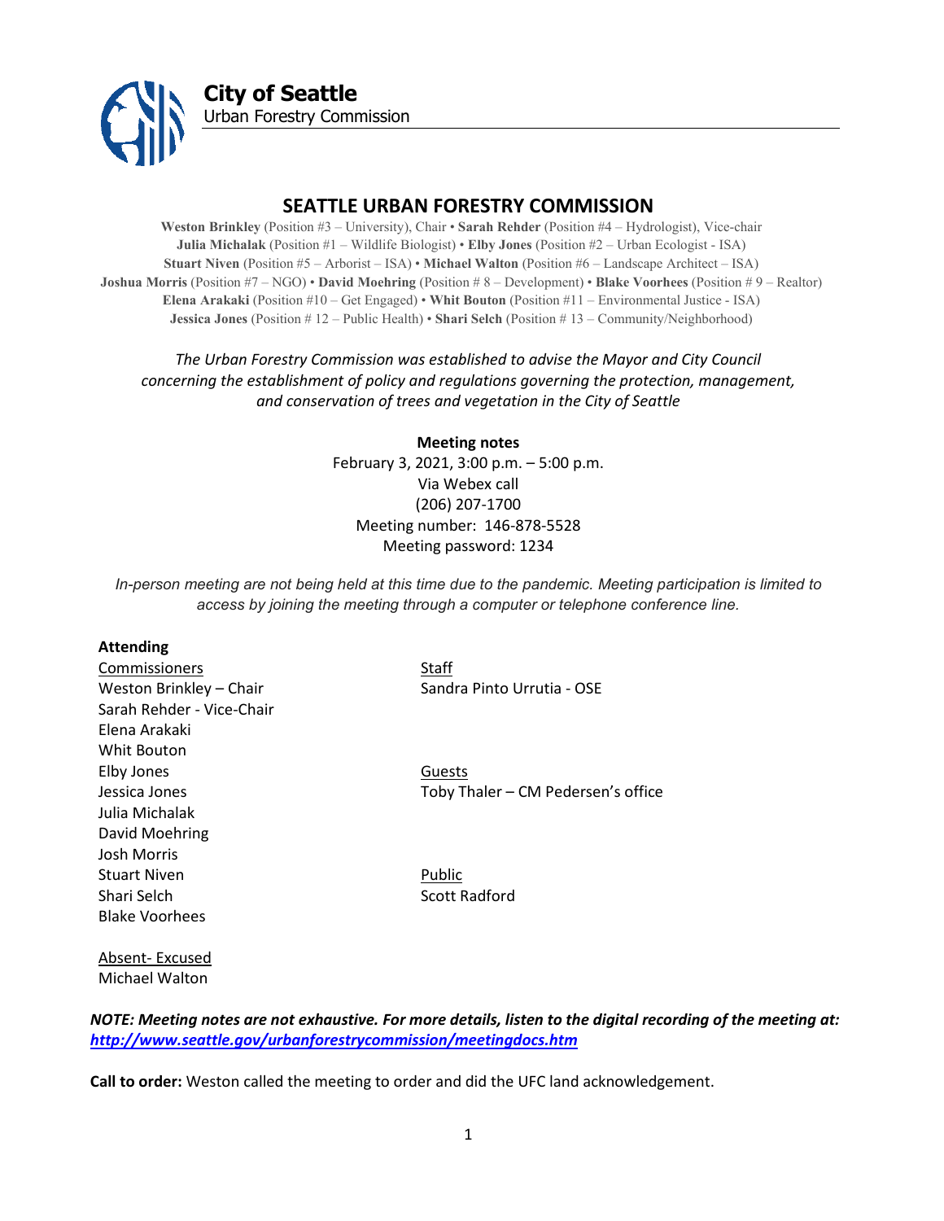**City of Seattle**
Urban Forestry Commission

# SEATTLE URBAN FORESTRY COMMISSION

**Weston Brinkley** (Position #3 – University), Chair • **Sarah Rehder** (Position #4 – Hydrologist), Vice-chair
**Julia Michalak** (Position #1 – Wildlife Biologist) • **Elby Jones** (Position #2 – Urban Ecologist - ISA)
**Stuart Niven** (Position #5 – Arborist – ISA) • **Michael Walton** (Position #6 – Landscape Architect – ISA)
**Joshua Morris** (Position #7 – NGO) • **David Moehring** (Position # 8 – Development) • **Blake Voorhees** (Position # 9 – Realtor)
**Elena Arakaki** (Position #10 – Get Engaged) • **Whit Bouton** (Position #11 – Environmental Justice - ISA)
**Jessica Jones** (Position # 12 – Public Health) • **Shari Selch** (Position # 13 – Community/Neighborhood)

*The Urban Forestry Commission was established to advise the Mayor and City Council concerning the establishment of policy and regulations governing the protection, management, and conservation of trees and vegetation in the City of Seattle*

**Meeting notes**
February 3, 2021, 3:00 p.m. – 5:00 p.m.
Via Webex call
(206) 207-1700
Meeting number: 146-878-5528
Meeting password: 1234

*In-person meeting are not being held at this time due to the pandemic. Meeting participation is limited to access by joining the meeting through a computer or telephone conference line.*

**Attending**

Commissioners
Weston Brinkley – Chair
Sarah Rehder - Vice-Chair
Elena Arakaki
Whit Bouton
Elby Jones
Jessica Jones
Julia Michalak
David Moehring
Josh Morris
Stuart Niven
Shari Selch
Blake Voorhees

Absent- Excused
Michael Walton

Staff
Sandra Pinto Urrutia - OSE

Guests
Toby Thaler – CM Pedersen's office

Public
Scott Radford

***NOTE: Meeting notes are not exhaustive. For more details, listen to the digital recording of the meeting at: http://www.seattle.gov/urbanforestrycommission/meetingdocs.htm***

**Call to order:** Weston called the meeting to order and did the UFC land acknowledgement.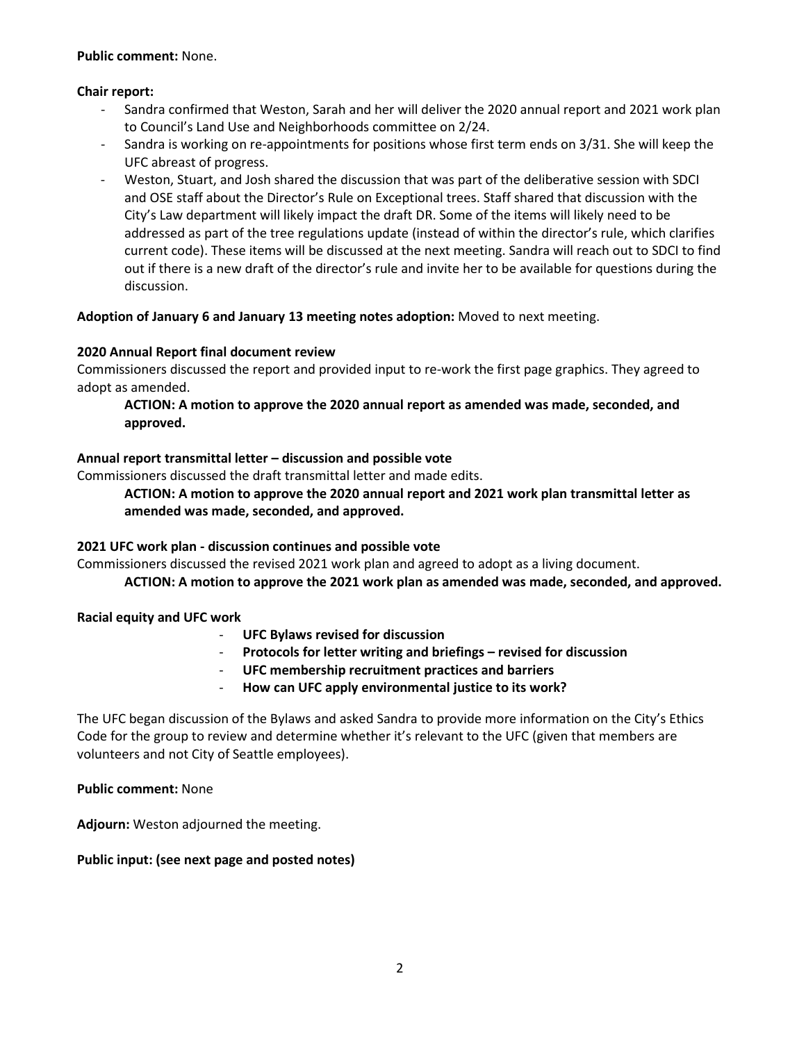**Public comment:** None.

**Chair report:**

- Sandra confirmed that Weston, Sarah and her will deliver the 2020 annual report and 2021 work plan to Council's Land Use and Neighborhoods committee on 2/24.
- Sandra is working on re-appointments for positions whose first term ends on 3/31. She will keep the UFC abreast of progress.
- Weston, Stuart, and Josh shared the discussion that was part of the deliberative session with SDCI and OSE staff about the Director's Rule on Exceptional trees. Staff shared that discussion with the City's Law department will likely impact the draft DR. Some of the items will likely need to be addressed as part of the tree regulations update (instead of within the director's rule, which clarifies current code). These items will be discussed at the next meeting. Sandra will reach out to SDCI to find out if there is a new draft of the director's rule and invite her to be available for questions during the discussion.

**Adoption of January 6 and January 13 meeting notes adoption:** Moved to next meeting.

**2020 Annual Report final document review**

Commissioners discussed the report and provided input to re-work the first page graphics. They agreed to adopt as amended.

> **ACTION: A motion to approve the 2020 annual report as amended was made, seconded, and approved.**

**Annual report transmittal letter – discussion and possible vote**

Commissioners discussed the draft transmittal letter and made edits.

> **ACTION: A motion to approve the 2020 annual report and 2021 work plan transmittal letter as amended was made, seconded, and approved.**

**2021 UFC work plan - discussion continues and possible vote**

Commissioners discussed the revised 2021 work plan and agreed to adopt as a living document.

> **ACTION: A motion to approve the 2021 work plan as amended was made, seconded, and approved.**

**Racial equity and UFC work**

- **UFC Bylaws revised for discussion**
- **Protocols for letter writing and briefings – revised for discussion**
- **UFC membership recruitment practices and barriers**
- **How can UFC apply environmental justice to its work?**

The UFC began discussion of the Bylaws and asked Sandra to provide more information on the City's Ethics Code for the group to review and determine whether it's relevant to the UFC (given that members are volunteers and not City of Seattle employees).

**Public comment:** None

**Adjourn:** Weston adjourned the meeting.

**Public input: (see next page and posted notes)**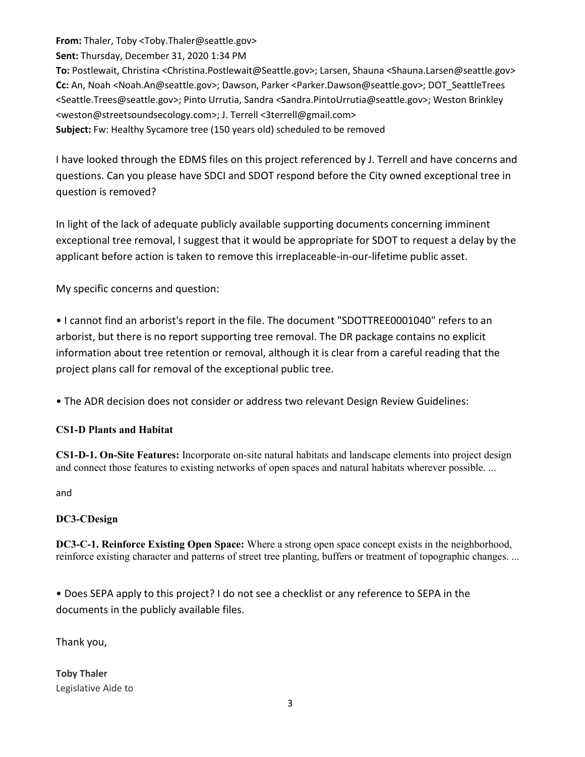**From:** Thaler, Toby <Toby.Thaler@seattle.gov>
**Sent:** Thursday, December 31, 2020 1:34 PM
**To:** Postlewait, Christina <Christina.Postlewait@Seattle.gov>; Larsen, Shauna <Shauna.Larsen@seattle.gov>
**Cc:** An, Noah <Noah.An@seattle.gov>; Dawson, Parker <Parker.Dawson@seattle.gov>; DOT_SeattleTrees <Seattle.Trees@seattle.gov>; Pinto Urrutia, Sandra <Sandra.PintoUrrutia@seattle.gov>; Weston Brinkley <weston@streetsoundsecology.com>; J. Terrell <3terrell@gmail.com>
**Subject:** Fw: Healthy Sycamore tree (150 years old) scheduled to be removed

I have looked through the EDMS files on this project referenced by J. Terrell and have concerns and questions. Can you please have SDCI and SDOT respond before the City owned exceptional tree in question is removed?

In light of the lack of adequate publicly available supporting documents concerning imminent exceptional tree removal, I suggest that it would be appropriate for SDOT to request a delay by the applicant before action is taken to remove this irreplaceable-in-our-lifetime public asset.

My specific concerns and question:

- I cannot find an arborist's report in the file. The document "SDOTTREE0001040" refers to an arborist, but there is no report supporting tree removal. The DR package contains no explicit information about tree retention or removal, although it is clear from a careful reading that the project plans call for removal of the exceptional public tree.

- The ADR decision does not consider or address two relevant Design Review Guidelines:

**CS1-D Plants and Habitat**

**CS1-D-1. On-Site Features:** Incorporate on-site natural habitats and landscape elements into project design and connect those features to existing networks of open spaces and natural habitats wherever possible. ...

and

**DC3-CDesign**

**DC3-C-1. Reinforce Existing Open Space:** Where a strong open space concept exists in the neighborhood, reinforce existing character and patterns of street tree planting, buffers or treatment of topographic changes. ...

- Does SEPA apply to this project? I do not see a checklist or any reference to SEPA in the documents in the publicly available files.

Thank you,

**Toby Thaler**
Legislative Aide to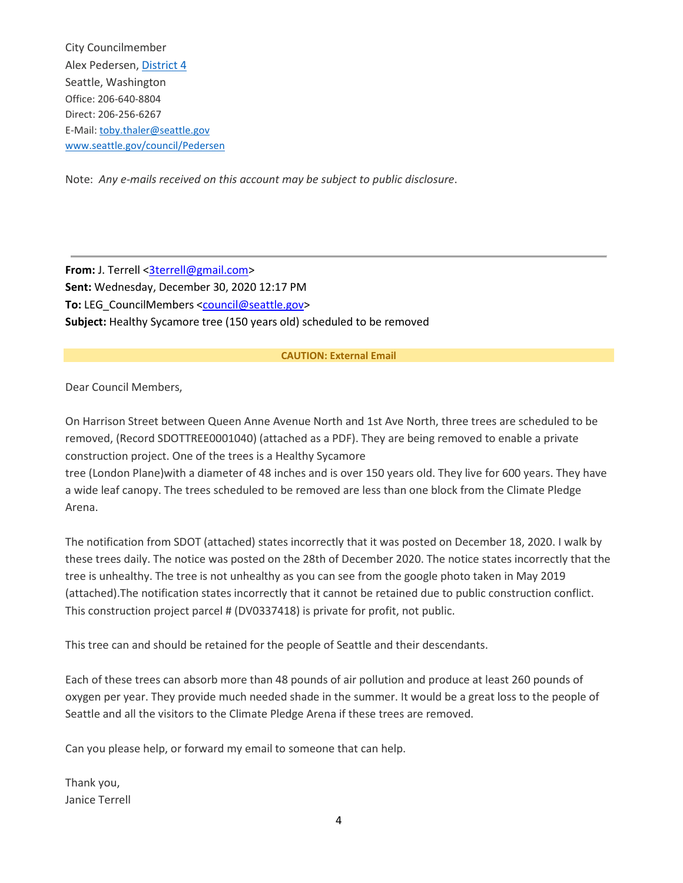City Councilmember  
Alex Pedersen, District 4  
Seattle, Washington  
Office: 206-640-8804  
Direct: 206-256-6267  
E-Mail: toby.thaler@seattle.gov  
www.seattle.gov/council/Pedersen

Note: *Any e-mails received on this account may be subject to public disclosure*.

---

**From:** J. Terrell <3terrell@gmail.com>  
**Sent:** Wednesday, December 30, 2020 12:17 PM  
**To:** LEG_CouncilMembers <council@seattle.gov>  
**Subject:** Healthy Sycamore tree (150 years old) scheduled to be removed

**CAUTION: External Email**

Dear Council Members,

On Harrison Street between Queen Anne Avenue North and 1st Ave North, three trees are scheduled to be removed, (Record SDOTTREE0001040) (attached as a PDF). They are being removed to enable a private construction project. One of the trees is a Healthy Sycamore tree (London Plane)with a diameter of 48 inches and is over 150 years old. They live for 600 years. They have a wide leaf canopy. The trees scheduled to be removed are less than one block from the Climate Pledge Arena.

The notification from SDOT (attached) states incorrectly that it was posted on December 18, 2020. I walk by these trees daily. The notice was posted on the 28th of December 2020. The notice states incorrectly that the tree is unhealthy. The tree is not unhealthy as you can see from the google photo taken in May 2019 (attached).The notification states incorrectly that it cannot be retained due to public construction conflict. This construction project parcel # (DV0337418) is private for profit, not public.

This tree can and should be retained for the people of Seattle and their descendants.

Each of these trees can absorb more than 48 pounds of air pollution and produce at least 260 pounds of oxygen per year. They provide much needed shade in the summer. It would be a great loss to the people of Seattle and all the visitors to the Climate Pledge Arena if these trees are removed.

Can you please help, or forward my email to someone that can help.

Thank you,  
Janice Terrell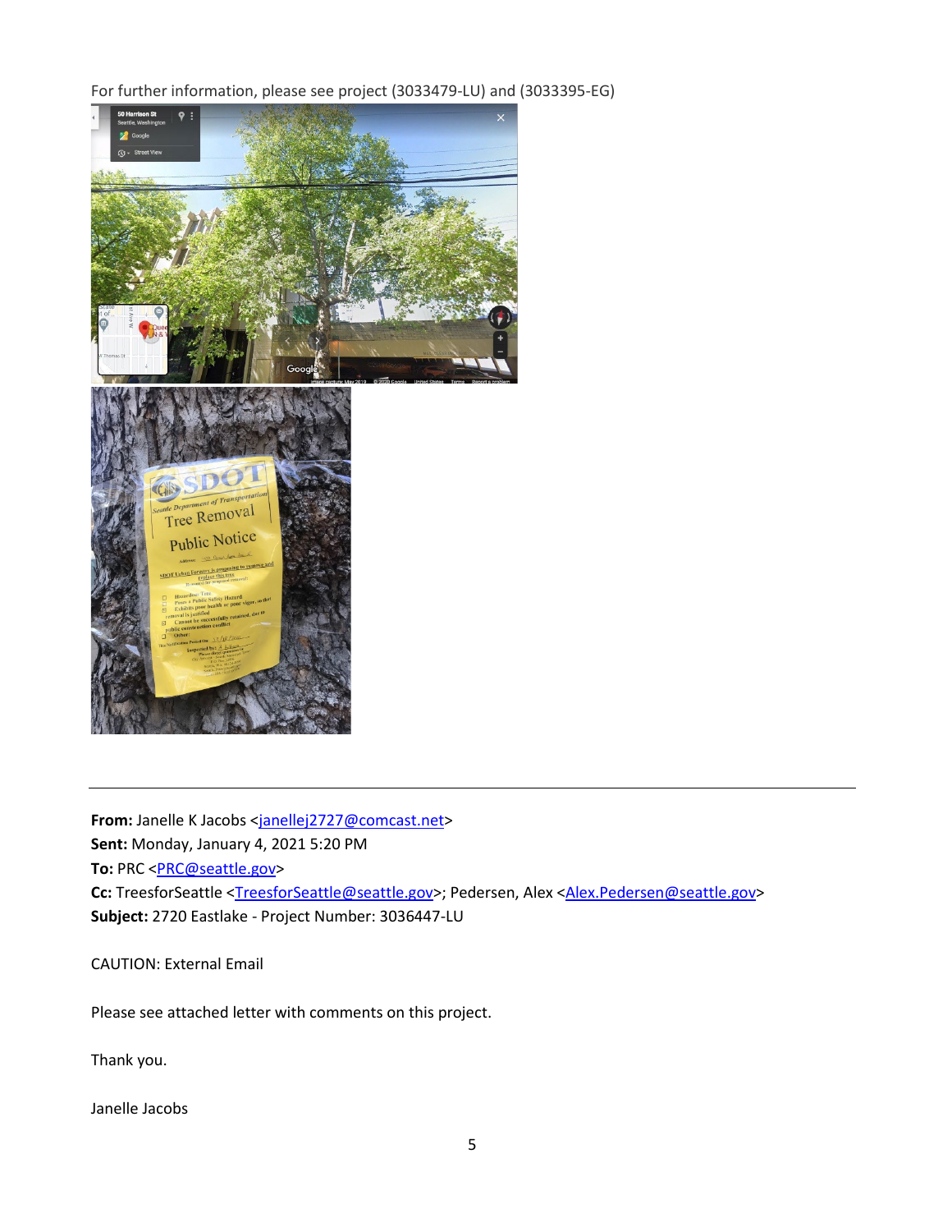For further information, please see project (3033479-LU) and (3033395-EG)

---

**From:** Janelle K Jacobs <janellej2727@comcast.net>
**Sent:** Monday, January 4, 2021 5:20 PM
**To:** PRC <PRC@seattle.gov>
**Cc:** TreesforSeattle <TreesforSeattle@seattle.gov>; Pedersen, Alex <Alex.Pedersen@seattle.gov>
**Subject:** 2720 Eastlake - Project Number: 3036447-LU

CAUTION: External Email

Please see attached letter with comments on this project.

Thank you.

Janelle Jacobs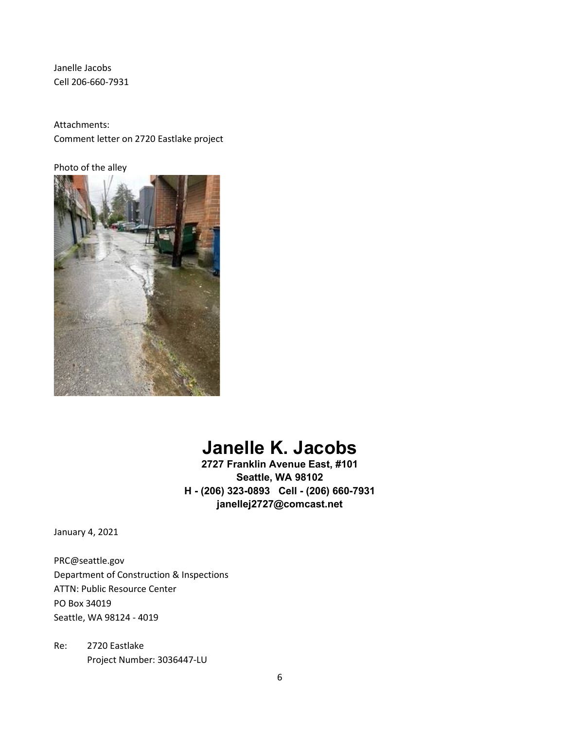Janelle Jacobs
Cell 206-660-7931

Attachments:
Comment letter on 2720 Eastlake project

Photo of the alley

# Janelle K. Jacobs

**2727 Franklin Avenue East, #101**
**Seattle, WA 98102**
**H - (206) 323-0893 Cell - (206) 660-7931**
**janellej2727@comcast.net**

January 4, 2021

PRC@seattle.gov
Department of Construction & Inspections
ATTN: Public Resource Center
PO Box 34019
Seattle, WA 98124 - 4019

Re: 2720 Eastlake
Project Number: 3036447-LU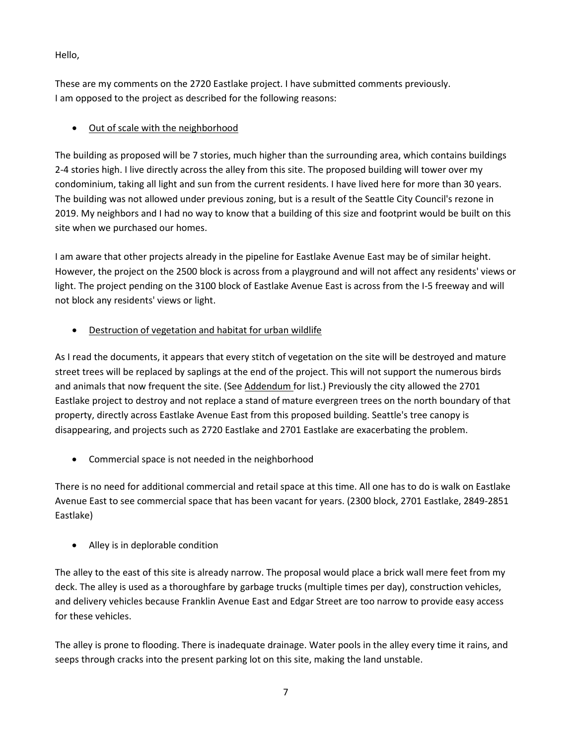Hello,

These are my comments on the 2720 Eastlake project. I have submitted comments previously.
I am opposed to the project as described for the following reasons:

- <u>Out of scale with the neighborhood</u>

The building as proposed will be 7 stories, much higher than the surrounding area, which contains buildings 2-4 stories high. I live directly across the alley from this site. The proposed building will tower over my condominium, taking all light and sun from the current residents. I have lived here for more than 30 years. The building was not allowed under previous zoning, but is a result of the Seattle City Council's rezone in 2019. My neighbors and I had no way to know that a building of this size and footprint would be built on this site when we purchased our homes.

I am aware that other projects already in the pipeline for Eastlake Avenue East may be of similar height. However, the project on the 2500 block is across from a playground and will not affect any residents' views or light. The project pending on the 3100 block of Eastlake Avenue East is across from the I-5 freeway and will not block any residents' views or light.

- <u>Destruction of vegetation and habitat for urban wildlife</u>

As I read the documents, it appears that every stitch of vegetation on the site will be destroyed and mature street trees will be replaced by saplings at the end of the project. This will not support the numerous birds and animals that now frequent the site. (See <u>Addendum</u> for list.) Previously the city allowed the 2701 Eastlake project to destroy and not replace a stand of mature evergreen trees on the north boundary of that property, directly across Eastlake Avenue East from this proposed building. Seattle's tree canopy is disappearing, and projects such as 2720 Eastlake and 2701 Eastlake are exacerbating the problem.

- Commercial space is not needed in the neighborhood

There is no need for additional commercial and retail space at this time. All one has to do is walk on Eastlake Avenue East to see commercial space that has been vacant for years. (2300 block, 2701 Eastlake, 2849-2851 Eastlake)

- Alley is in deplorable condition

The alley to the east of this site is already narrow. The proposal would place a brick wall mere feet from my deck. The alley is used as a thoroughfare by garbage trucks (multiple times per day), construction vehicles, and delivery vehicles because Franklin Avenue East and Edgar Street are too narrow to provide easy access for these vehicles.

The alley is prone to flooding. There is inadequate drainage. Water pools in the alley every time it rains, and seeps through cracks into the present parking lot on this site, making the land unstable.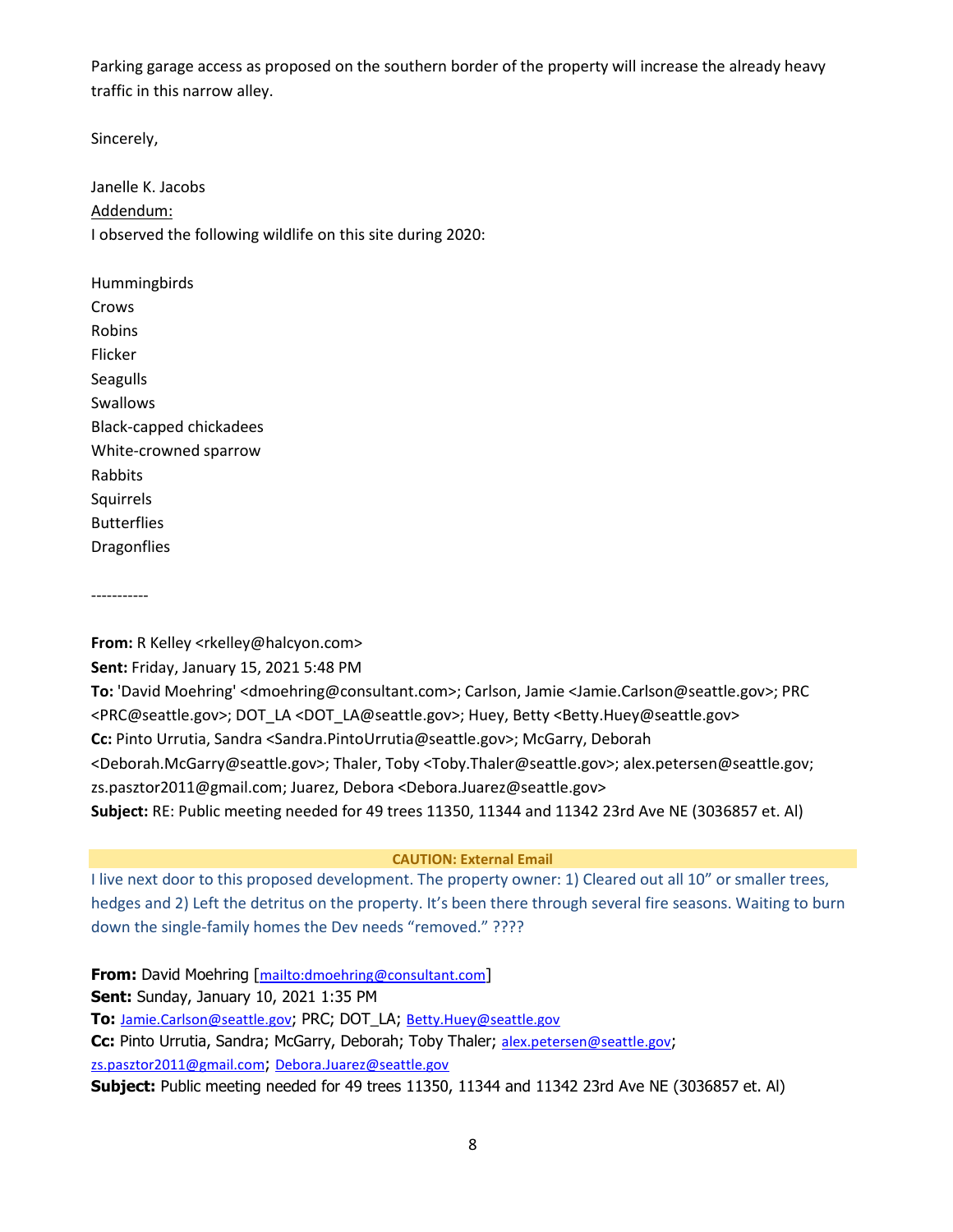Parking garage access as proposed on the southern border of the property will increase the already heavy traffic in this narrow alley.

Sincerely,

Janelle K. Jacobs

<u>Addendum:</u>

I observed the following wildlife on this site during 2020:

Hummingbirds
Crows
Robins
Flicker
Seagulls
Swallows
Black-capped chickadees
White-crowned sparrow
Rabbits
Squirrels
Butterflies
Dragonflies

-----------

**From:** R Kelley <rkelley@halcyon.com>
**Sent:** Friday, January 15, 2021 5:48 PM
**To:** 'David Moehring' <dmoehring@consultant.com>; Carlson, Jamie <Jamie.Carlson@seattle.gov>; PRC <PRC@seattle.gov>; DOT_LA <DOT_LA@seattle.gov>; Huey, Betty <Betty.Huey@seattle.gov>
**Cc:** Pinto Urrutia, Sandra <Sandra.PintoUrrutia@seattle.gov>; McGarry, Deborah <Deborah.McGarry@seattle.gov>; Thaler, Toby <Toby.Thaler@seattle.gov>; alex.petersen@seattle.gov; zs.pasztor2011@gmail.com; Juarez, Debora <Debora.Juarez@seattle.gov>
**Subject:** RE: Public meeting needed for 49 trees 11350, 11344 and 11342 23rd Ave NE (3036857 et. Al)

**CAUTION: External Email**

I live next door to this proposed development. The property owner: 1) Cleared out all 10" or smaller trees, hedges and 2) Left the detritus on the property. It's been there through several fire seasons. Waiting to burn down the single-family homes the Dev needs "removed." ????

**From:** David Moehring [mailto:dmoehring@consultant.com]
**Sent:** Sunday, January 10, 2021 1:35 PM
**To:** Jamie.Carlson@seattle.gov; PRC; DOT_LA; Betty.Huey@seattle.gov
**Cc:** Pinto Urrutia, Sandra; McGarry, Deborah; Toby Thaler; alex.petersen@seattle.gov; zs.pasztor2011@gmail.com; Debora.Juarez@seattle.gov
**Subject:** Public meeting needed for 49 trees 11350, 11344 and 11342 23rd Ave NE (3036857 et. Al)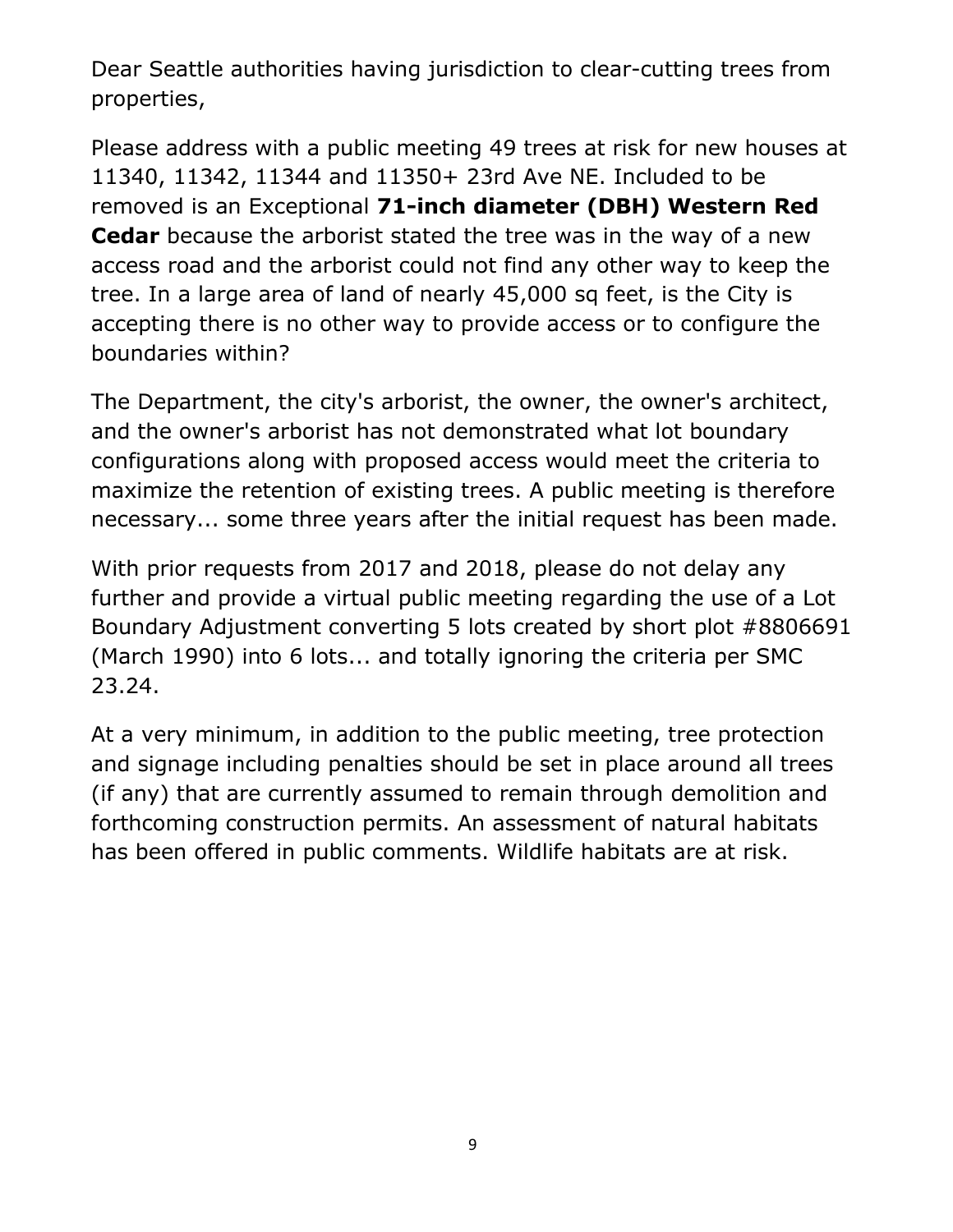Dear Seattle authorities having jurisdiction to clear-cutting trees from properties,

Please address with a public meeting 49 trees at risk for new houses at 11340, 11342, 11344 and 11350+ 23rd Ave NE. Included to be removed is an Exceptional **71-inch diameter (DBH) Western Red Cedar** because the arborist stated the tree was in the way of a new access road and the arborist could not find any other way to keep the tree. In a large area of land of nearly 45,000 sq feet, is the City is accepting there is no other way to provide access or to configure the boundaries within?

The Department, the city's arborist, the owner, the owner's architect, and the owner's arborist has not demonstrated what lot boundary configurations along with proposed access would meet the criteria to maximize the retention of existing trees. A public meeting is therefore necessary... some three years after the initial request has been made.

With prior requests from 2017 and 2018, please do not delay any further and provide a virtual public meeting regarding the use of a Lot Boundary Adjustment converting 5 lots created by short plot #8806691 (March 1990) into 6 lots... and totally ignoring the criteria per SMC 23.24.

At a very minimum, in addition to the public meeting, tree protection and signage including penalties should be set in place around all trees (if any) that are currently assumed to remain through demolition and forthcoming construction permits. An assessment of natural habitats has been offered in public comments. Wildlife habitats are at risk.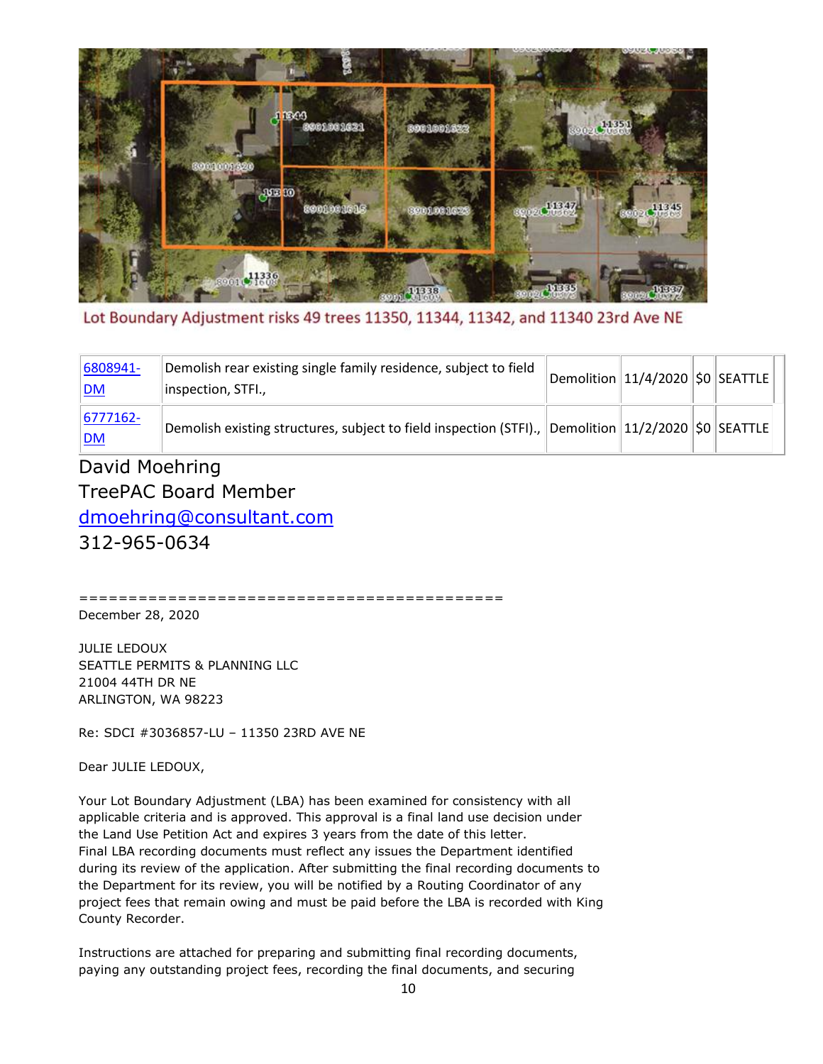Lot Boundary Adjustment risks 49 trees 11350, 11344, 11342, and 11340 23rd Ave NE

| | | | | | |
|---|---|---|---|---|---|
| 6808941-DM | Demolish rear existing single family residence, subject to field inspection, STFI., | Demolition | 11/4/2020 | $0 | SEATTLE |
| 6777162-DM | Demolish existing structures, subject to field inspection (STFI)., | Demolition | 11/2/2020 | $0 | SEATTLE |

David Moehring
TreePAC Board Member
dmoehring@consultant.com
312-965-0634

==========================================

December 28, 2020

JULIE LEDOUX
SEATTLE PERMITS & PLANNING LLC
21004 44TH DR NE
ARLINGTON, WA 98223

Re: SDCI #3036857-LU – 11350 23RD AVE NE

Dear JULIE LEDOUX,

Your Lot Boundary Adjustment (LBA) has been examined for consistency with all applicable criteria and is approved. This approval is a final land use decision under the Land Use Petition Act and expires 3 years from the date of this letter. Final LBA recording documents must reflect any issues the Department identified during its review of the application. After submitting the final recording documents to the Department for its review, you will be notified by a Routing Coordinator of any project fees that remain owing and must be paid before the LBA is recorded with King County Recorder.

Instructions are attached for preparing and submitting final recording documents, paying any outstanding project fees, recording the final documents, and securing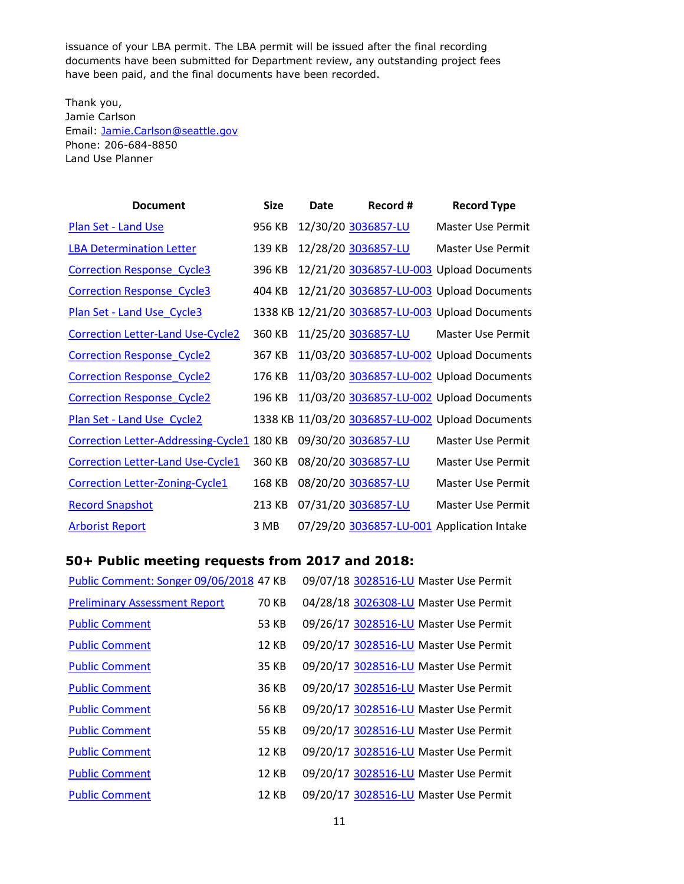issuance of your LBA permit. The LBA permit will be issued after the final recording documents have been submitted for Department review, any outstanding project fees have been paid, and the final documents have been recorded.

Thank you,
Jamie Carlson
Email: Jamie.Carlson@seattle.gov
Phone: 206-684-8850
Land Use Planner

| Document | Size | Date | Record # | Record Type |
|---|---|---|---|---|
| Plan Set - Land Use | 956 KB | 12/30/20 | 3036857-LU | Master Use Permit |
| LBA Determination Letter | 139 KB | 12/28/20 | 3036857-LU | Master Use Permit |
| Correction Response_Cycle3 | 396 KB | 12/21/20 | 3036857-LU-003 | Upload Documents |
| Correction Response_Cycle3 | 404 KB | 12/21/20 | 3036857-LU-003 | Upload Documents |
| Plan Set - Land Use_Cycle3 | 1338 KB | 12/21/20 | 3036857-LU-003 | Upload Documents |
| Correction Letter-Land Use-Cycle2 | 360 KB | 11/25/20 | 3036857-LU | Master Use Permit |
| Correction Response_Cycle2 | 367 KB | 11/03/20 | 3036857-LU-002 | Upload Documents |
| Correction Response_Cycle2 | 176 KB | 11/03/20 | 3036857-LU-002 | Upload Documents |
| Correction Response_Cycle2 | 196 KB | 11/03/20 | 3036857-LU-002 | Upload Documents |
| Plan Set - Land Use_Cycle2 | 1338 KB | 11/03/20 | 3036857-LU-002 | Upload Documents |
| Correction Letter-Addressing-Cycle1 | 180 KB | 09/30/20 | 3036857-LU | Master Use Permit |
| Correction Letter-Land Use-Cycle1 | 360 KB | 08/20/20 | 3036857-LU | Master Use Permit |
| Correction Letter-Zoning-Cycle1 | 168 KB | 08/20/20 | 3036857-LU | Master Use Permit |
| Record Snapshot | 213 KB | 07/31/20 | 3036857-LU | Master Use Permit |
| Arborist Report | 3 MB | 07/29/20 | 3036857-LU-001 | Application Intake |

### 50+ Public meeting requests from 2017 and 2018:

| Document | Size | Date | Record # | Record Type |
|---|---|---|---|---|
| Public Comment: Songer 09/06/2018 | 47 KB | 09/07/18 | 3028516-LU | Master Use Permit |
| Preliminary Assessment Report | 70 KB | 04/28/18 | 3026308-LU | Master Use Permit |
| Public Comment | 53 KB | 09/26/17 | 3028516-LU | Master Use Permit |
| Public Comment | 12 KB | 09/20/17 | 3028516-LU | Master Use Permit |
| Public Comment | 35 KB | 09/20/17 | 3028516-LU | Master Use Permit |
| Public Comment | 36 KB | 09/20/17 | 3028516-LU | Master Use Permit |
| Public Comment | 56 KB | 09/20/17 | 3028516-LU | Master Use Permit |
| Public Comment | 55 KB | 09/20/17 | 3028516-LU | Master Use Permit |
| Public Comment | 12 KB | 09/20/17 | 3028516-LU | Master Use Permit |
| Public Comment | 12 KB | 09/20/17 | 3028516-LU | Master Use Permit |
| Public Comment | 12 KB | 09/20/17 | 3028516-LU | Master Use Permit |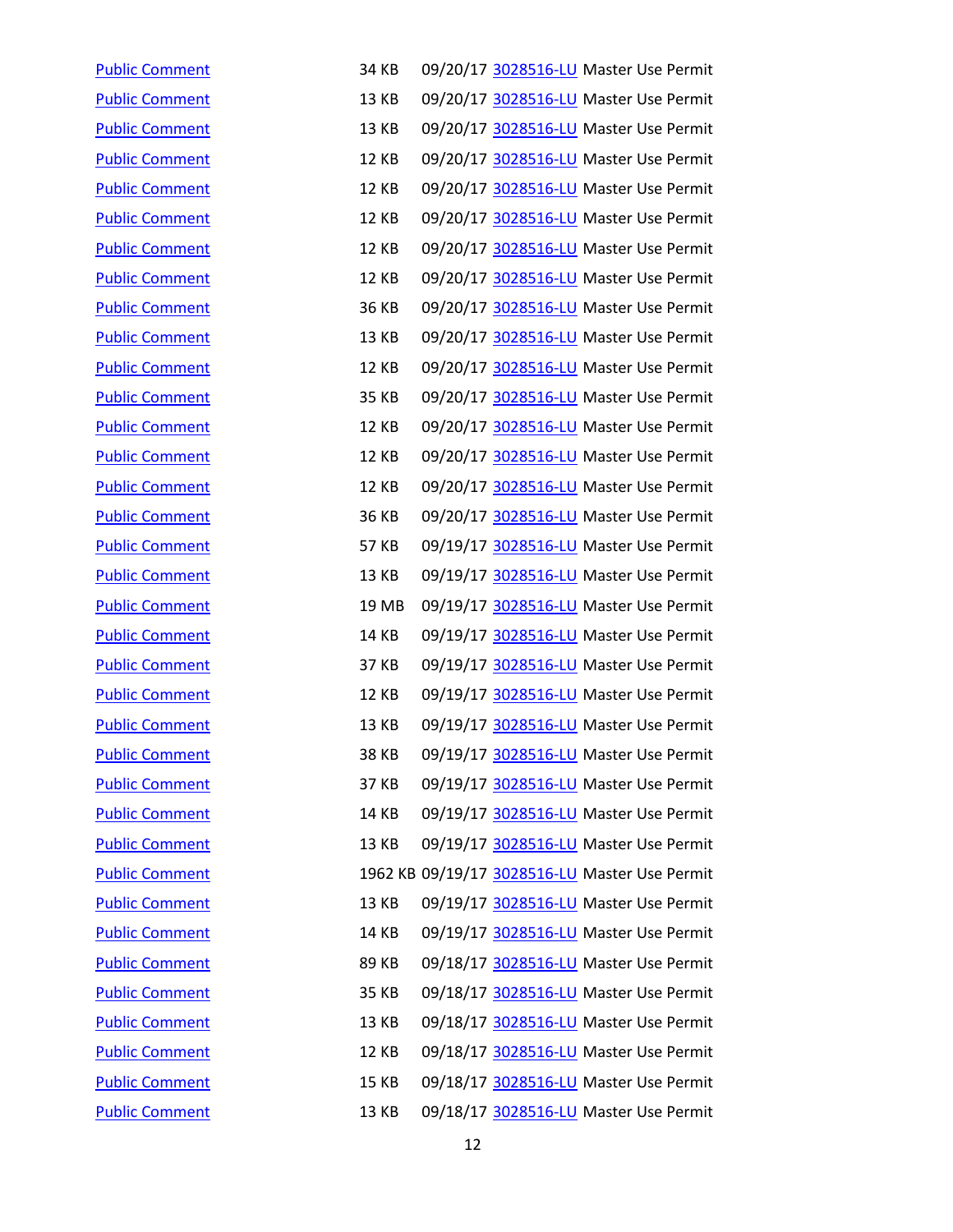| | | | | |
|---|---|---|---|---|
| Public Comment | 34 KB | 09/20/17 | 3028516-LU | Master Use Permit |
| Public Comment | 13 KB | 09/20/17 | 3028516-LU | Master Use Permit |
| Public Comment | 13 KB | 09/20/17 | 3028516-LU | Master Use Permit |
| Public Comment | 12 KB | 09/20/17 | 3028516-LU | Master Use Permit |
| Public Comment | 12 KB | 09/20/17 | 3028516-LU | Master Use Permit |
| Public Comment | 12 KB | 09/20/17 | 3028516-LU | Master Use Permit |
| Public Comment | 12 KB | 09/20/17 | 3028516-LU | Master Use Permit |
| Public Comment | 12 KB | 09/20/17 | 3028516-LU | Master Use Permit |
| Public Comment | 36 KB | 09/20/17 | 3028516-LU | Master Use Permit |
| Public Comment | 13 KB | 09/20/17 | 3028516-LU | Master Use Permit |
| Public Comment | 12 KB | 09/20/17 | 3028516-LU | Master Use Permit |
| Public Comment | 35 KB | 09/20/17 | 3028516-LU | Master Use Permit |
| Public Comment | 12 KB | 09/20/17 | 3028516-LU | Master Use Permit |
| Public Comment | 12 KB | 09/20/17 | 3028516-LU | Master Use Permit |
| Public Comment | 12 KB | 09/20/17 | 3028516-LU | Master Use Permit |
| Public Comment | 36 KB | 09/20/17 | 3028516-LU | Master Use Permit |
| Public Comment | 57 KB | 09/19/17 | 3028516-LU | Master Use Permit |
| Public Comment | 13 KB | 09/19/17 | 3028516-LU | Master Use Permit |
| Public Comment | 19 MB | 09/19/17 | 3028516-LU | Master Use Permit |
| Public Comment | 14 KB | 09/19/17 | 3028516-LU | Master Use Permit |
| Public Comment | 37 KB | 09/19/17 | 3028516-LU | Master Use Permit |
| Public Comment | 12 KB | 09/19/17 | 3028516-LU | Master Use Permit |
| Public Comment | 13 KB | 09/19/17 | 3028516-LU | Master Use Permit |
| Public Comment | 38 KB | 09/19/17 | 3028516-LU | Master Use Permit |
| Public Comment | 37 KB | 09/19/17 | 3028516-LU | Master Use Permit |
| Public Comment | 14 KB | 09/19/17 | 3028516-LU | Master Use Permit |
| Public Comment | 13 KB | 09/19/17 | 3028516-LU | Master Use Permit |
| Public Comment | 1962 KB | 09/19/17 | 3028516-LU | Master Use Permit |
| Public Comment | 13 KB | 09/19/17 | 3028516-LU | Master Use Permit |
| Public Comment | 14 KB | 09/19/17 | 3028516-LU | Master Use Permit |
| Public Comment | 89 KB | 09/18/17 | 3028516-LU | Master Use Permit |
| Public Comment | 35 KB | 09/18/17 | 3028516-LU | Master Use Permit |
| Public Comment | 13 KB | 09/18/17 | 3028516-LU | Master Use Permit |
| Public Comment | 12 KB | 09/18/17 | 3028516-LU | Master Use Permit |
| Public Comment | 15 KB | 09/18/17 | 3028516-LU | Master Use Permit |
| Public Comment | 13 KB | 09/18/17 | 3028516-LU | Master Use Permit |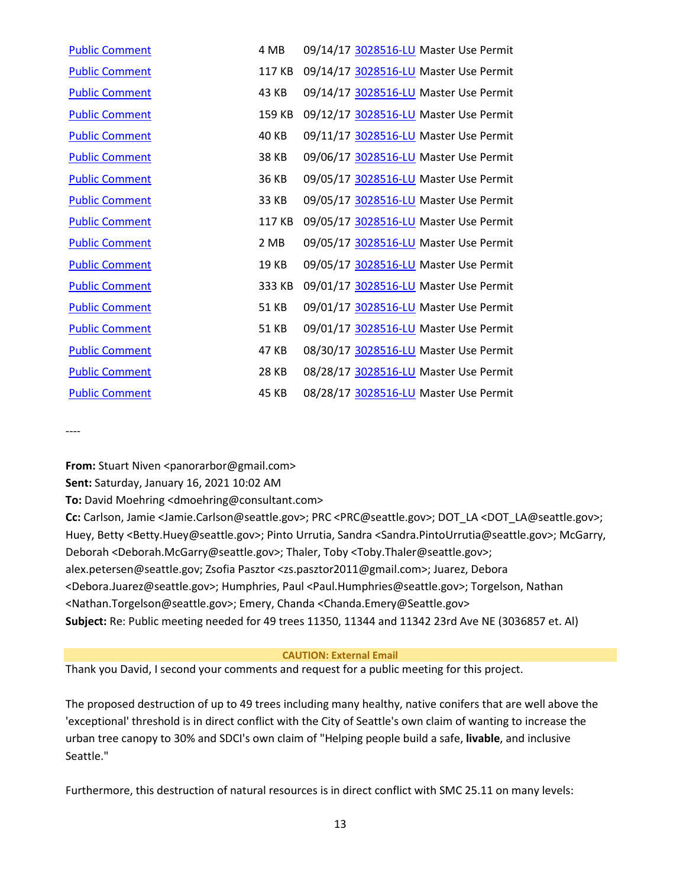| Public Comment | 4 MB | 09/14/17 | 3028516-LU | Master Use Permit |
|---|---|---|---|---|
| Public Comment | 117 KB | 09/14/17 | 3028516-LU | Master Use Permit |
| Public Comment | 43 KB | 09/14/17 | 3028516-LU | Master Use Permit |
| Public Comment | 159 KB | 09/12/17 | 3028516-LU | Master Use Permit |
| Public Comment | 40 KB | 09/11/17 | 3028516-LU | Master Use Permit |
| Public Comment | 38 KB | 09/06/17 | 3028516-LU | Master Use Permit |
| Public Comment | 36 KB | 09/05/17 | 3028516-LU | Master Use Permit |
| Public Comment | 33 KB | 09/05/17 | 3028516-LU | Master Use Permit |
| Public Comment | 117 KB | 09/05/17 | 3028516-LU | Master Use Permit |
| Public Comment | 2 MB | 09/05/17 | 3028516-LU | Master Use Permit |
| Public Comment | 19 KB | 09/05/17 | 3028516-LU | Master Use Permit |
| Public Comment | 333 KB | 09/01/17 | 3028516-LU | Master Use Permit |
| Public Comment | 51 KB | 09/01/17 | 3028516-LU | Master Use Permit |
| Public Comment | 51 KB | 09/01/17 | 3028516-LU | Master Use Permit |
| Public Comment | 47 KB | 08/30/17 | 3028516-LU | Master Use Permit |
| Public Comment | 28 KB | 08/28/17 | 3028516-LU | Master Use Permit |
| Public Comment | 45 KB | 08/28/17 | 3028516-LU | Master Use Permit |

----

**From:** Stuart Niven <panorarbor@gmail.com>
**Sent:** Saturday, January 16, 2021 10:02 AM
**To:** David Moehring <dmoehring@consultant.com>
**Cc:** Carlson, Jamie <Jamie.Carlson@seattle.gov>; PRC <PRC@seattle.gov>; DOT_LA <DOT_LA@seattle.gov>; Huey, Betty <Betty.Huey@seattle.gov>; Pinto Urrutia, Sandra <Sandra.PintoUrrutia@seattle.gov>; McGarry, Deborah <Deborah.McGarry@seattle.gov>; Thaler, Toby <Toby.Thaler@seattle.gov>; alex.petersen@seattle.gov; Zsofia Pasztor <zs.pasztor2011@gmail.com>; Juarez, Debora <Debora.Juarez@seattle.gov>; Humphries, Paul <Paul.Humphries@seattle.gov>; Torgelson, Nathan <Nathan.Torgelson@seattle.gov>; Emery, Chanda <Chanda.Emery@Seattle.gov>
**Subject:** Re: Public meeting needed for 49 trees 11350, 11344 and 11342 23rd Ave NE (3036857 et. Al)

**CAUTION: External Email**

Thank you David, I second your comments and request for a public meeting for this project.

The proposed destruction of up to 49 trees including many healthy, native conifers that are well above the 'exceptional' threshold is in direct conflict with the City of Seattle's own claim of wanting to increase the urban tree canopy to 30% and SDCI's own claim of "Helping people build a safe, **livable**, and inclusive Seattle."

Furthermore, this destruction of natural resources is in direct conflict with SMC 25.11 on many levels: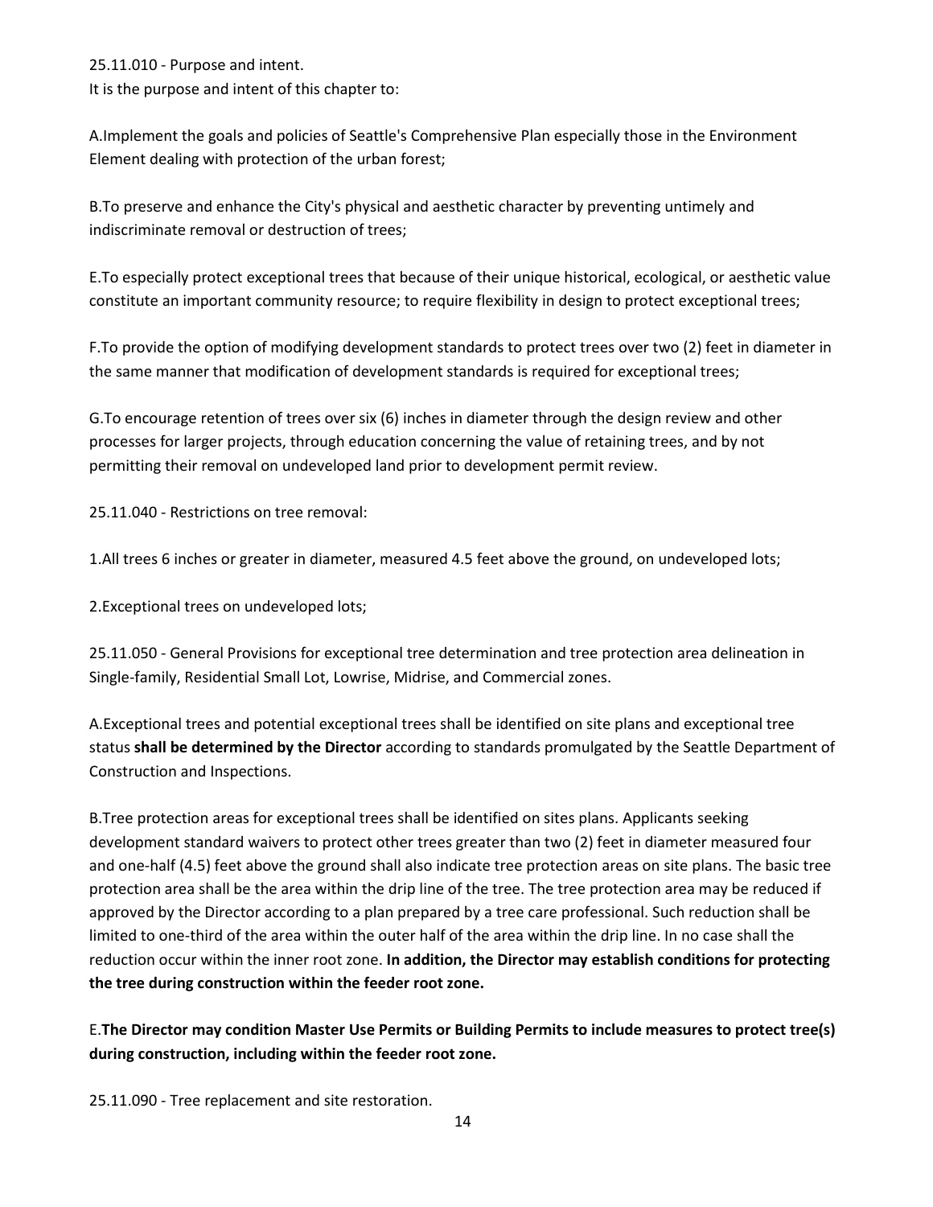25.11.010 - Purpose and intent.
It is the purpose and intent of this chapter to:

A.Implement the goals and policies of Seattle's Comprehensive Plan especially those in the Environment Element dealing with protection of the urban forest;

B.To preserve and enhance the City's physical and aesthetic character by preventing untimely and indiscriminate removal or destruction of trees;

E.To especially protect exceptional trees that because of their unique historical, ecological, or aesthetic value constitute an important community resource; to require flexibility in design to protect exceptional trees;

F.To provide the option of modifying development standards to protect trees over two (2) feet in diameter in the same manner that modification of development standards is required for exceptional trees;

G.To encourage retention of trees over six (6) inches in diameter through the design review and other processes for larger projects, through education concerning the value of retaining trees, and by not permitting their removal on undeveloped land prior to development permit review.

25.11.040 - Restrictions on tree removal:

1.All trees 6 inches or greater in diameter, measured 4.5 feet above the ground, on undeveloped lots;

2.Exceptional trees on undeveloped lots;

25.11.050 - General Provisions for exceptional tree determination and tree protection area delineation in Single-family, Residential Small Lot, Lowrise, Midrise, and Commercial zones.

A.Exceptional trees and potential exceptional trees shall be identified on site plans and exceptional tree status **shall be determined by the Director** according to standards promulgated by the Seattle Department of Construction and Inspections.

B.Tree protection areas for exceptional trees shall be identified on sites plans. Applicants seeking development standard waivers to protect other trees greater than two (2) feet in diameter measured four and one-half (4.5) feet above the ground shall also indicate tree protection areas on site plans. The basic tree protection area shall be the area within the drip line of the tree. The tree protection area may be reduced if approved by the Director according to a plan prepared by a tree care professional. Such reduction shall be limited to one-third of the area within the outer half of the area within the drip line. In no case shall the reduction occur within the inner root zone. **In addition, the Director may establish conditions for protecting the tree during construction within the feeder root zone.**

E.**The Director may condition Master Use Permits or Building Permits to include measures to protect tree(s) during construction, including within the feeder root zone.**

25.11.090 - Tree replacement and site restoration.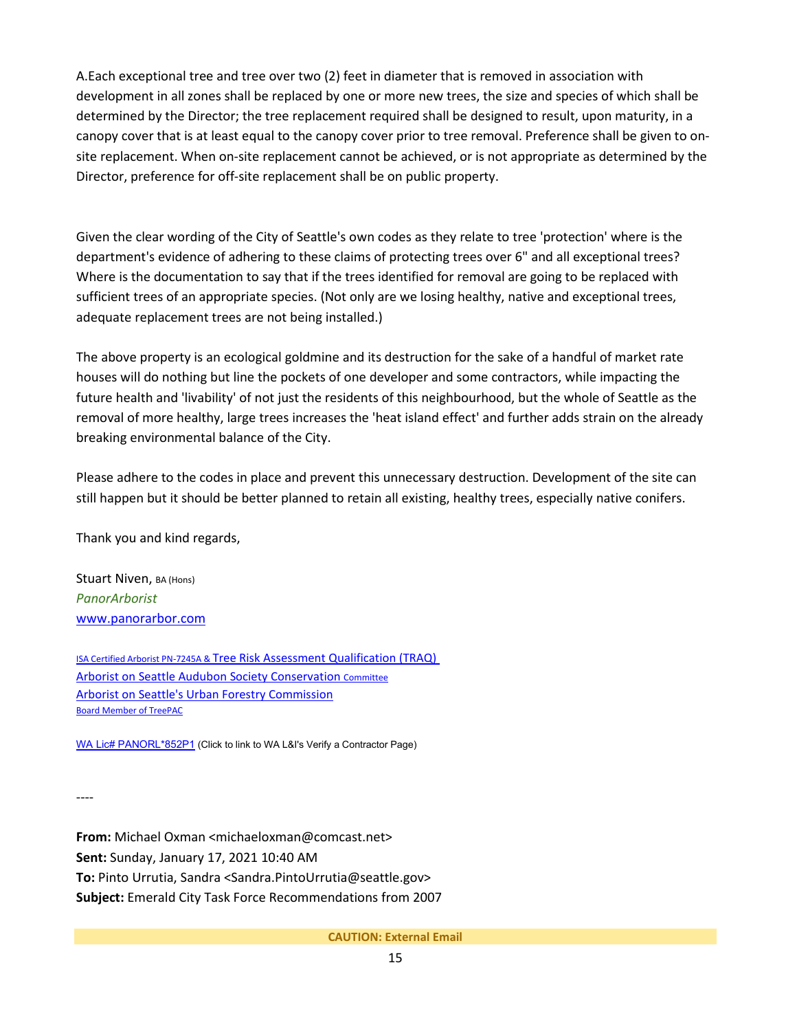A.Each exceptional tree and tree over two (2) feet in diameter that is removed in association with development in all zones shall be replaced by one or more new trees, the size and species of which shall be determined by the Director; the tree replacement required shall be designed to result, upon maturity, in a canopy cover that is at least equal to the canopy cover prior to tree removal. Preference shall be given to on-site replacement. When on-site replacement cannot be achieved, or is not appropriate as determined by the Director, preference for off-site replacement shall be on public property.

Given the clear wording of the City of Seattle's own codes as they relate to tree 'protection' where is the department's evidence of adhering to these claims of protecting trees over 6" and all exceptional trees? Where is the documentation to say that if the trees identified for removal are going to be replaced with sufficient trees of an appropriate species. (Not only are we losing healthy, native and exceptional trees, adequate replacement trees are not being installed.)

The above property is an ecological goldmine and its destruction for the sake of a handful of market rate houses will do nothing but line the pockets of one developer and some contractors, while impacting the future health and 'livability' of not just the residents of this neighbourhood, but the whole of Seattle as the removal of more healthy, large trees increases the 'heat island effect' and further adds strain on the already breaking environmental balance of the City.

Please adhere to the codes in place and prevent this unnecessary destruction. Development of the site can still happen but it should be better planned to retain all existing, healthy trees, especially native conifers.

Thank you and kind regards,

Stuart Niven, BA (Hons)
*PanorArborist*
[www.panorarbor.com](www.panorarbor.com)

ISA Certified Arborist PN-7245A & Tree Risk Assessment Qualification (TRAQ)
Arborist on Seattle Audubon Society Conservation Committee
Arborist on Seattle's Urban Forestry Commission
Board Member of TreePAC

WA Lic# PANORL*852P1 (Click to link to WA L&I's Verify a Contractor Page)

----

**From:** Michael Oxman <michaeloxman@comcast.net>
**Sent:** Sunday, January 17, 2021 10:40 AM
**To:** Pinto Urrutia, Sandra <Sandra.PintoUrrutia@seattle.gov>
**Subject:** Emerald City Task Force Recommendations from 2007

**CAUTION: External Email**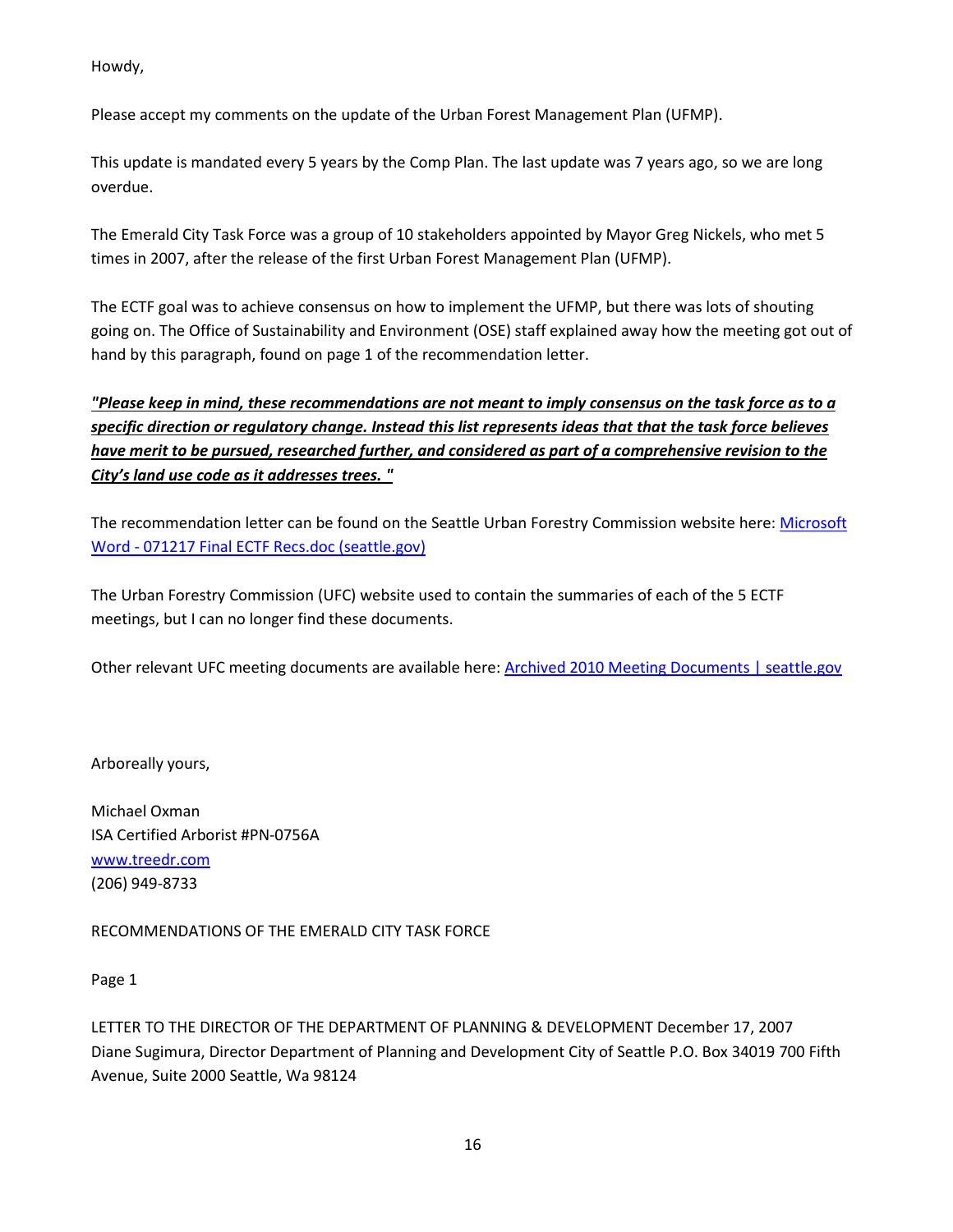Howdy,

Please accept my comments on the update of the Urban Forest Management Plan (UFMP).

This update is mandated every 5 years by the Comp Plan. The last update was 7 years ago, so we are long overdue.

The Emerald City Task Force was a group of 10 stakeholders appointed by Mayor Greg Nickels, who met 5 times in 2007, after the release of the first Urban Forest Management Plan (UFMP).

The ECTF goal was to achieve consensus on how to implement the UFMP, but there was lots of shouting going on. The Office of Sustainability and Environment (OSE) staff explained away how the meeting got out of hand by this paragraph, found on page 1 of the recommendation letter.

***"Please keep in mind, these recommendations are not meant to imply consensus on the task force as to a specific direction or regulatory change. Instead this list represents ideas that that the task force believes have merit to be pursued, researched further, and considered as part of a comprehensive revision to the City's land use code as it addresses trees. "***

The recommendation letter can be found on the Seattle Urban Forestry Commission website here: [Microsoft Word - 071217 Final ECTF Recs.doc (seattle.gov)]()

The Urban Forestry Commission (UFC) website used to contain the summaries of each of the 5 ECTF meetings, but I can no longer find these documents.

Other relevant UFC meeting documents are available here: [Archived 2010 Meeting Documents | seattle.gov]()

Arboreally yours,

Michael Oxman
ISA Certified Arborist #PN-0756A
www.treedr.com
(206) 949-8733

RECOMMENDATIONS OF THE EMERALD CITY TASK FORCE

Page 1

LETTER TO THE DIRECTOR OF THE DEPARTMENT OF PLANNING & DEVELOPMENT December 17, 2007 Diane Sugimura, Director Department of Planning and Development City of Seattle P.O. Box 34019 700 Fifth Avenue, Suite 2000 Seattle, Wa 98124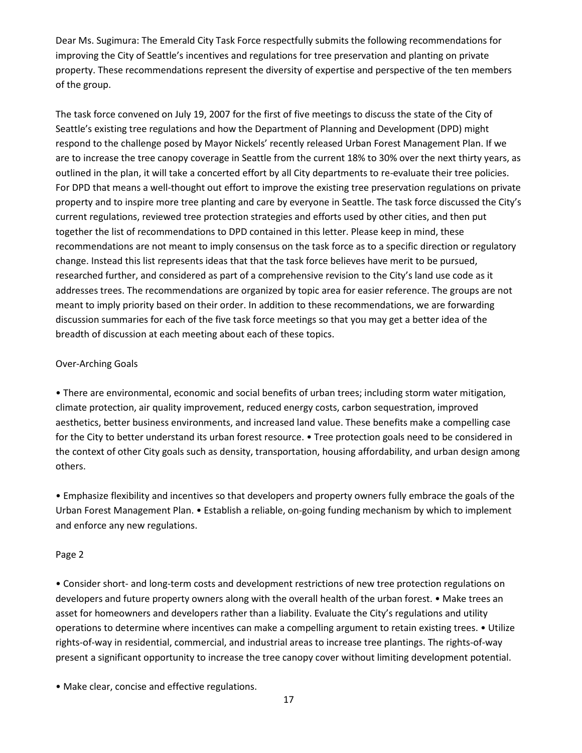Dear Ms. Sugimura: The Emerald City Task Force respectfully submits the following recommendations for improving the City of Seattle's incentives and regulations for tree preservation and planting on private property. These recommendations represent the diversity of expertise and perspective of the ten members of the group.

The task force convened on July 19, 2007 for the first of five meetings to discuss the state of the City of Seattle's existing tree regulations and how the Department of Planning and Development (DPD) might respond to the challenge posed by Mayor Nickels' recently released Urban Forest Management Plan. If we are to increase the tree canopy coverage in Seattle from the current 18% to 30% over the next thirty years, as outlined in the plan, it will take a concerted effort by all City departments to re-evaluate their tree policies. For DPD that means a well-thought out effort to improve the existing tree preservation regulations on private property and to inspire more tree planting and care by everyone in Seattle. The task force discussed the City's current regulations, reviewed tree protection strategies and efforts used by other cities, and then put together the list of recommendations to DPD contained in this letter. Please keep in mind, these recommendations are not meant to imply consensus on the task force as to a specific direction or regulatory change. Instead this list represents ideas that that the task force believes have merit to be pursued, researched further, and considered as part of a comprehensive revision to the City's land use code as it addresses trees. The recommendations are organized by topic area for easier reference. The groups are not meant to imply priority based on their order. In addition to these recommendations, we are forwarding discussion summaries for each of the five task force meetings so that you may get a better idea of the breadth of discussion at each meeting about each of these topics.

Over-Arching Goals

- There are environmental, economic and social benefits of urban trees; including storm water mitigation, climate protection, air quality improvement, reduced energy costs, carbon sequestration, improved aesthetics, better business environments, and increased land value. These benefits make a compelling case for the City to better understand its urban forest resource.
- Tree protection goals need to be considered in the context of other City goals such as density, transportation, housing affordability, and urban design among others.
- Emphasize flexibility and incentives so that developers and property owners fully embrace the goals of the Urban Forest Management Plan.
- Establish a reliable, on-going funding mechanism by which to implement and enforce any new regulations.

Page 2

- Consider short- and long-term costs and development restrictions of new tree protection regulations on developers and future property owners along with the overall health of the urban forest.
- Make trees an asset for homeowners and developers rather than a liability. Evaluate the City's regulations and utility operations to determine where incentives can make a compelling argument to retain existing trees.
- Utilize rights-of-way in residential, commercial, and industrial areas to increase tree plantings. The rights-of-way present a significant opportunity to increase the tree canopy cover without limiting development potential.
- Make clear, concise and effective regulations.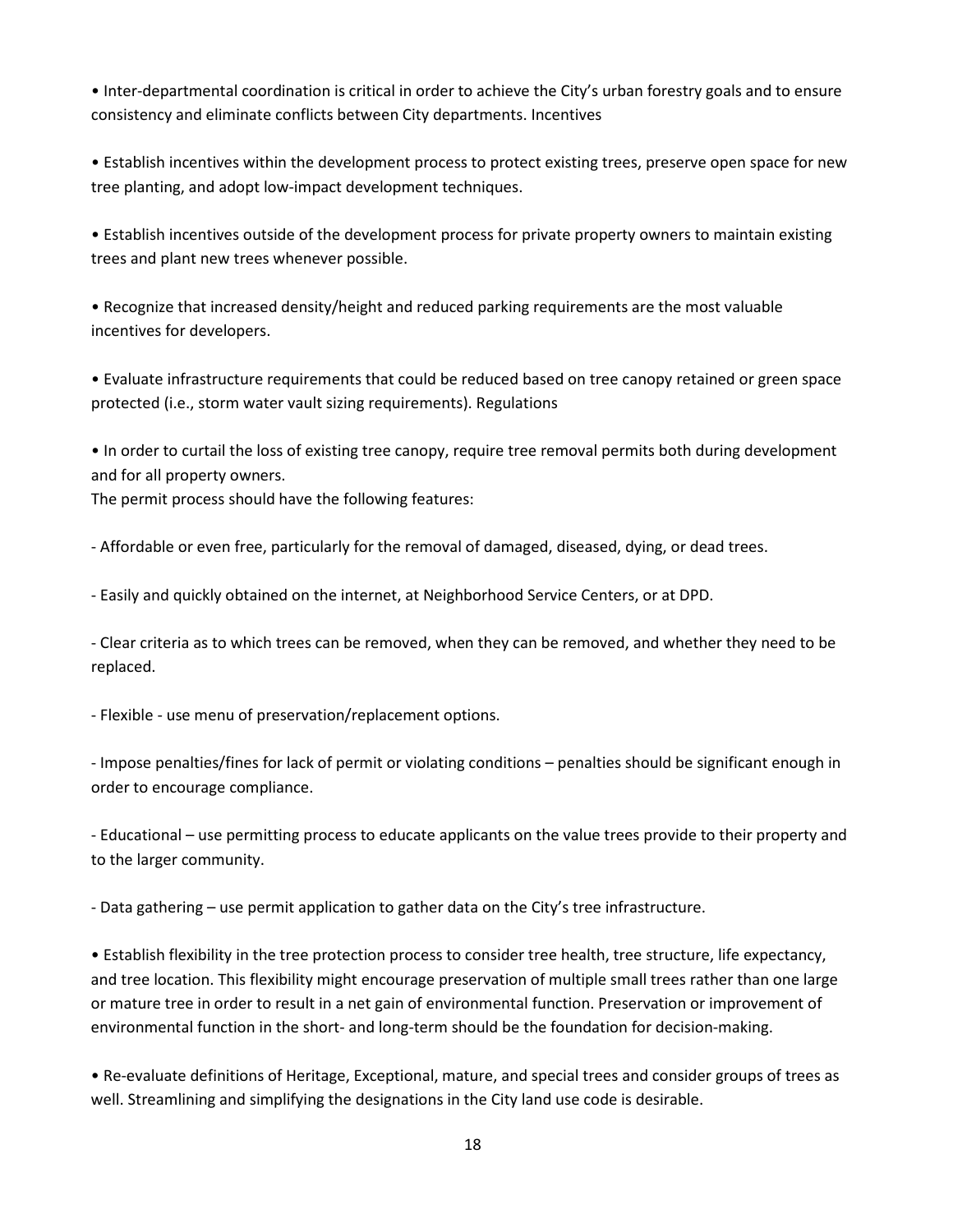- Inter-departmental coordination is critical in order to achieve the City's urban forestry goals and to ensure consistency and eliminate conflicts between City departments. Incentives

- Establish incentives within the development process to protect existing trees, preserve open space for new tree planting, and adopt low-impact development techniques.

- Establish incentives outside of the development process for private property owners to maintain existing trees and plant new trees whenever possible.

- Recognize that increased density/height and reduced parking requirements are the most valuable incentives for developers.

- Evaluate infrastructure requirements that could be reduced based on tree canopy retained or green space protected (i.e., storm water vault sizing requirements). Regulations

- In order to curtail the loss of existing tree canopy, require tree removal permits both during development and for all property owners.
The permit process should have the following features:

- Affordable or even free, particularly for the removal of damaged, diseased, dying, or dead trees.

- Easily and quickly obtained on the internet, at Neighborhood Service Centers, or at DPD.

- Clear criteria as to which trees can be removed, when they can be removed, and whether they need to be replaced.

- Flexible - use menu of preservation/replacement options.

- Impose penalties/fines for lack of permit or violating conditions – penalties should be significant enough in order to encourage compliance.

- Educational – use permitting process to educate applicants on the value trees provide to their property and to the larger community.

- Data gathering – use permit application to gather data on the City's tree infrastructure.

- Establish flexibility in the tree protection process to consider tree health, tree structure, life expectancy, and tree location. This flexibility might encourage preservation of multiple small trees rather than one large or mature tree in order to result in a net gain of environmental function. Preservation or improvement of environmental function in the short- and long-term should be the foundation for decision-making.

- Re-evaluate definitions of Heritage, Exceptional, mature, and special trees and consider groups of trees as well. Streamlining and simplifying the designations in the City land use code is desirable.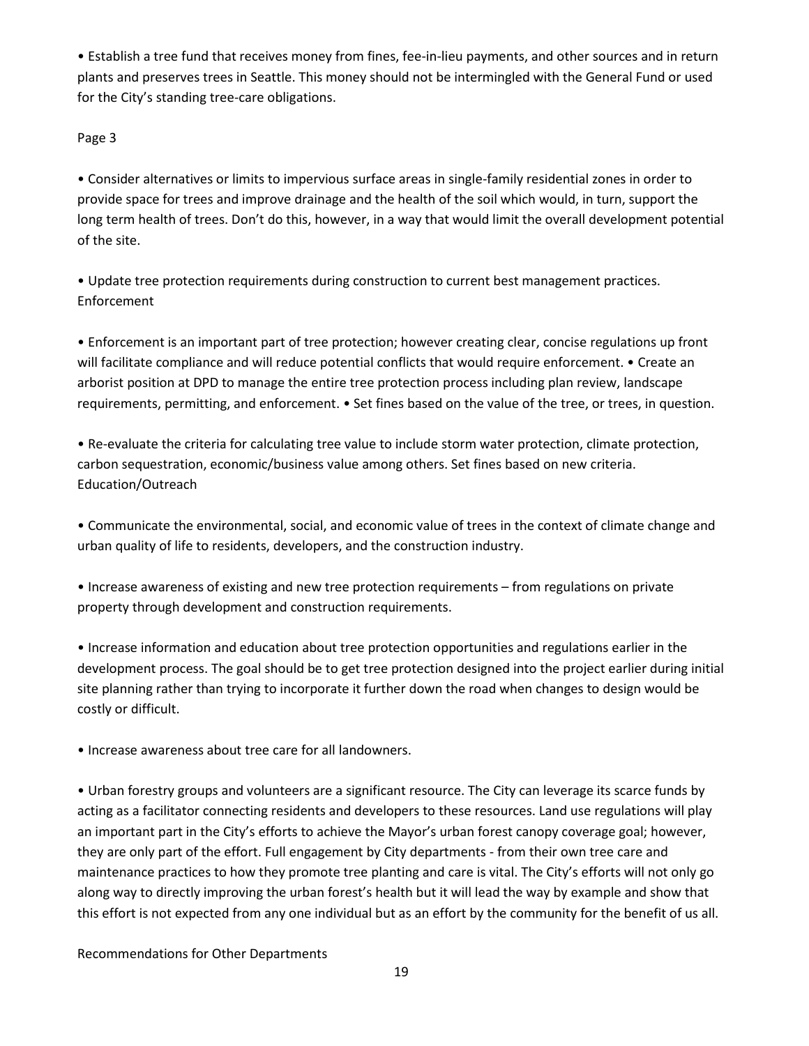• Establish a tree fund that receives money from fines, fee-in-lieu payments, and other sources and in return plants and preserves trees in Seattle. This money should not be intermingled with the General Fund or used for the City's standing tree-care obligations.

Page 3

• Consider alternatives or limits to impervious surface areas in single-family residential zones in order to provide space for trees and improve drainage and the health of the soil which would, in turn, support the long term health of trees. Don't do this, however, in a way that would limit the overall development potential of the site.

• Update tree protection requirements during construction to current best management practices.

Enforcement

• Enforcement is an important part of tree protection; however creating clear, concise regulations up front will facilitate compliance and will reduce potential conflicts that would require enforcement. • Create an arborist position at DPD to manage the entire tree protection process including plan review, landscape requirements, permitting, and enforcement. • Set fines based on the value of the tree, or trees, in question.

• Re-evaluate the criteria for calculating tree value to include storm water protection, climate protection, carbon sequestration, economic/business value among others. Set fines based on new criteria.

Education/Outreach

• Communicate the environmental, social, and economic value of trees in the context of climate change and urban quality of life to residents, developers, and the construction industry.

• Increase awareness of existing and new tree protection requirements – from regulations on private property through development and construction requirements.

• Increase information and education about tree protection opportunities and regulations earlier in the development process. The goal should be to get tree protection designed into the project earlier during initial site planning rather than trying to incorporate it further down the road when changes to design would be costly or difficult.

• Increase awareness about tree care for all landowners.

• Urban forestry groups and volunteers are a significant resource. The City can leverage its scarce funds by acting as a facilitator connecting residents and developers to these resources. Land use regulations will play an important part in the City's efforts to achieve the Mayor's urban forest canopy coverage goal; however, they are only part of the effort. Full engagement by City departments - from their own tree care and maintenance practices to how they promote tree planting and care is vital. The City's efforts will not only go along way to directly improving the urban forest's health but it will lead the way by example and show that this effort is not expected from any one individual but as an effort by the community for the benefit of us all.

Recommendations for Other Departments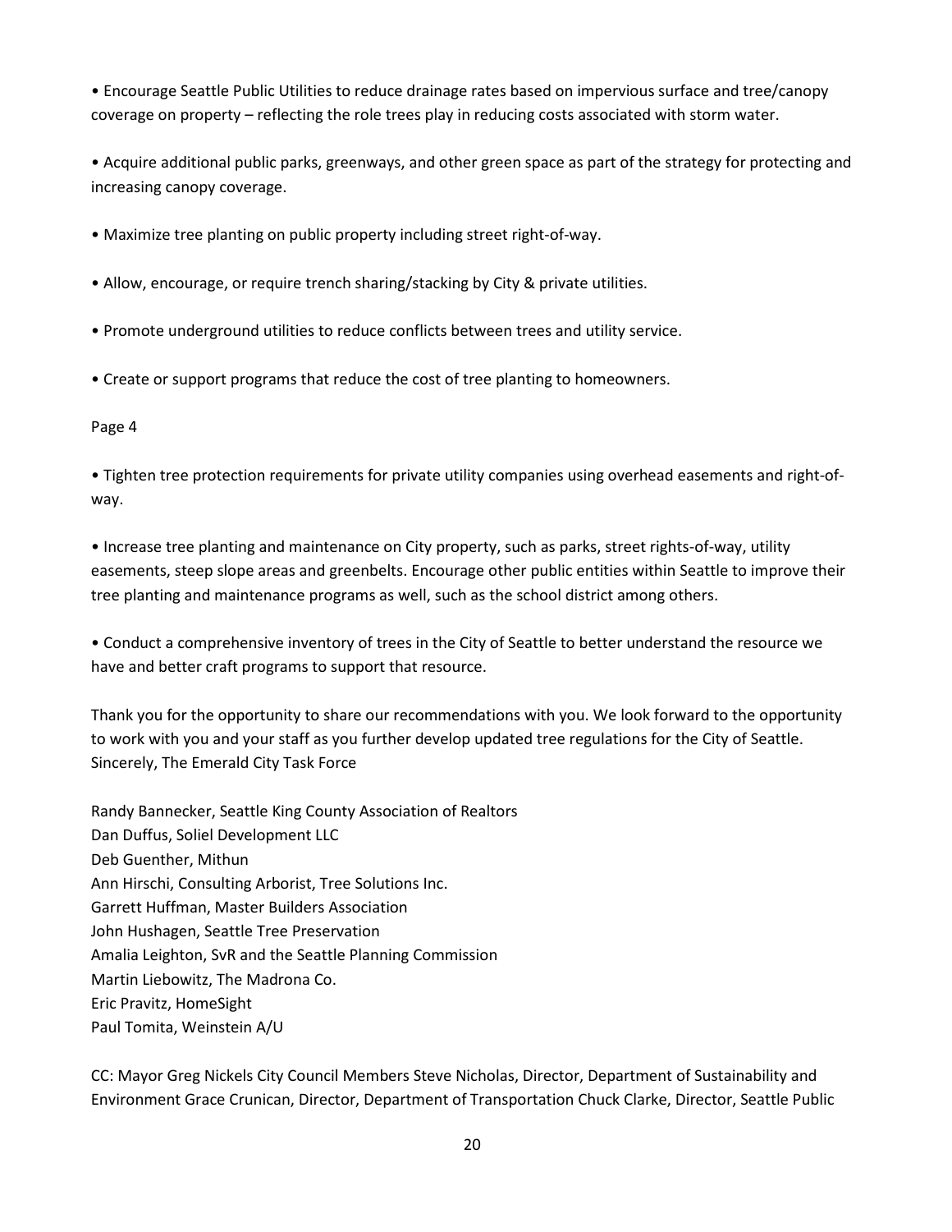• Encourage Seattle Public Utilities to reduce drainage rates based on impervious surface and tree/canopy coverage on property – reflecting the role trees play in reducing costs associated with storm water.

• Acquire additional public parks, greenways, and other green space as part of the strategy for protecting and increasing canopy coverage.

• Maximize tree planting on public property including street right-of-way.

• Allow, encourage, or require trench sharing/stacking by City & private utilities.

• Promote underground utilities to reduce conflicts between trees and utility service.

• Create or support programs that reduce the cost of tree planting to homeowners.

Page 4

• Tighten tree protection requirements for private utility companies using overhead easements and right-of-way.

• Increase tree planting and maintenance on City property, such as parks, street rights-of-way, utility easements, steep slope areas and greenbelts. Encourage other public entities within Seattle to improve their tree planting and maintenance programs as well, such as the school district among others.

• Conduct a comprehensive inventory of trees in the City of Seattle to better understand the resource we have and better craft programs to support that resource.

Thank you for the opportunity to share our recommendations with you. We look forward to the opportunity to work with you and your staff as you further develop updated tree regulations for the City of Seattle. Sincerely, The Emerald City Task Force

Randy Bannecker, Seattle King County Association of Realtors
Dan Duffus, Soliel Development LLC
Deb Guenther, Mithun
Ann Hirschi, Consulting Arborist, Tree Solutions Inc.
Garrett Huffman, Master Builders Association
John Hushagen, Seattle Tree Preservation
Amalia Leighton, SvR and the Seattle Planning Commission
Martin Liebowitz, The Madrona Co.
Eric Pravitz, HomeSight
Paul Tomita, Weinstein A/U

CC: Mayor Greg Nickels City Council Members Steve Nicholas, Director, Department of Sustainability and Environment Grace Crunican, Director, Department of Transportation Chuck Clarke, Director, Seattle Public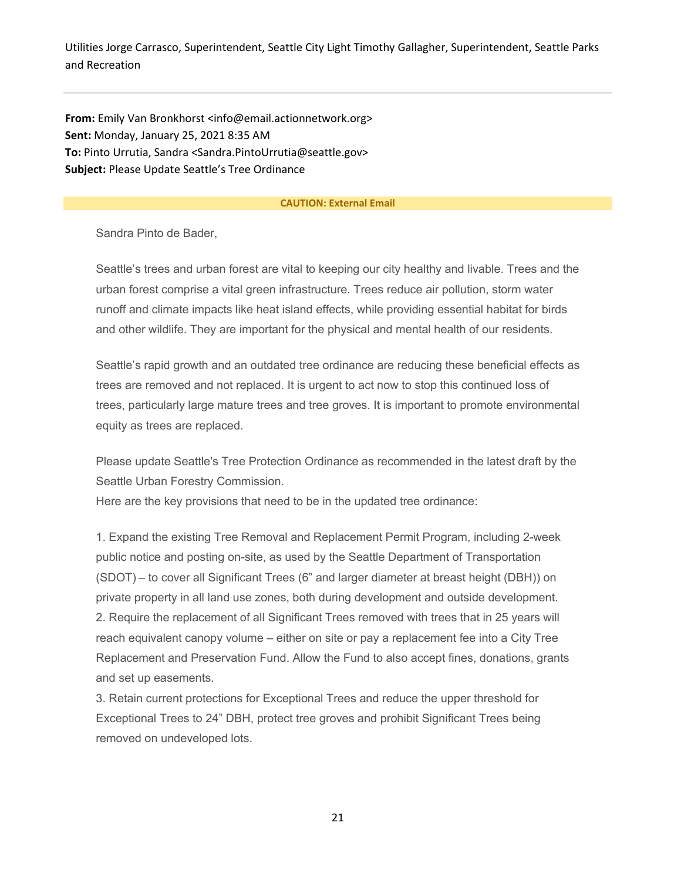Utilities Jorge Carrasco, Superintendent, Seattle City Light Timothy Gallagher, Superintendent, Seattle Parks and Recreation

---

**From:** Emily Van Bronkhorst <info@email.actionnetwork.org>
**Sent:** Monday, January 25, 2021 8:35 AM
**To:** Pinto Urrutia, Sandra <Sandra.PintoUrrutia@seattle.gov>
**Subject:** Please Update Seattle's Tree Ordinance

**CAUTION: External Email**

Sandra Pinto de Bader,

Seattle's trees and urban forest are vital to keeping our city healthy and livable. Trees and the urban forest comprise a vital green infrastructure. Trees reduce air pollution, storm water runoff and climate impacts like heat island effects, while providing essential habitat for birds and other wildlife. They are important for the physical and mental health of our residents.

Seattle's rapid growth and an outdated tree ordinance are reducing these beneficial effects as trees are removed and not replaced. It is urgent to act now to stop this continued loss of trees, particularly large mature trees and tree groves. It is important to promote environmental equity as trees are replaced.

Please update Seattle's Tree Protection Ordinance as recommended in the latest draft by the Seattle Urban Forestry Commission.
Here are the key provisions that need to be in the updated tree ordinance:

1. Expand the existing Tree Removal and Replacement Permit Program, including 2-week public notice and posting on-site, as used by the Seattle Department of Transportation (SDOT) – to cover all Significant Trees (6" and larger diameter at breast height (DBH)) on private property in all land use zones, both during development and outside development.
2. Require the replacement of all Significant Trees removed with trees that in 25 years will reach equivalent canopy volume – either on site or pay a replacement fee into a City Tree Replacement and Preservation Fund. Allow the Fund to also accept fines, donations, grants and set up easements.
3. Retain current protections for Exceptional Trees and reduce the upper threshold for Exceptional Trees to 24" DBH, protect tree groves and prohibit Significant Trees being removed on undeveloped lots.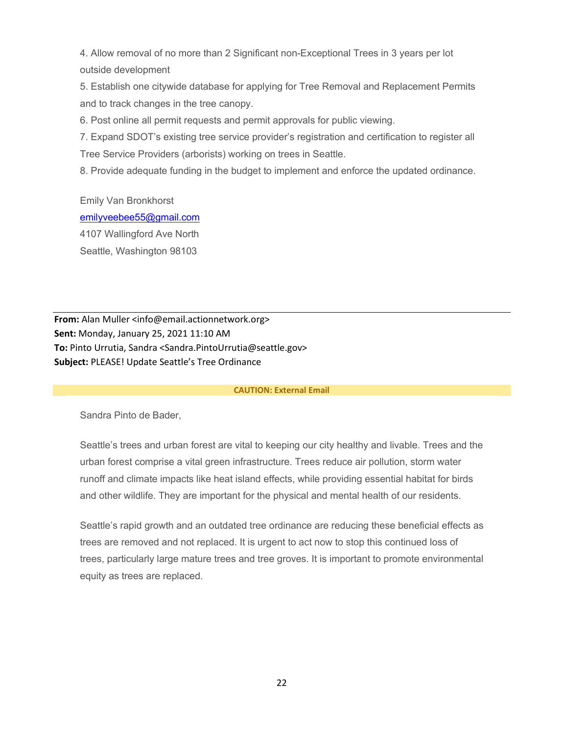4. Allow removal of no more than 2 Significant non-Exceptional Trees in 3 years per lot outside development
5. Establish one citywide database for applying for Tree Removal and Replacement Permits and to track changes in the tree canopy.
6. Post online all permit requests and permit approvals for public viewing.
7. Expand SDOT's existing tree service provider's registration and certification to register all Tree Service Providers (arborists) working on trees in Seattle.
8. Provide adequate funding in the budget to implement and enforce the updated ordinance.

Emily Van Bronkhorst
emilyveebee55@gmail.com
4107 Wallingford Ave North
Seattle, Washington 98103

---

**From:** Alan Muller <info@email.actionnetwork.org>
**Sent:** Monday, January 25, 2021 11:10 AM
**To:** Pinto Urrutia, Sandra <Sandra.PintoUrrutia@seattle.gov>
**Subject:** PLEASE! Update Seattle's Tree Ordinance

**CAUTION: External Email**

Sandra Pinto de Bader,

Seattle's trees and urban forest are vital to keeping our city healthy and livable. Trees and the urban forest comprise a vital green infrastructure. Trees reduce air pollution, storm water runoff and climate impacts like heat island effects, while providing essential habitat for birds and other wildlife. They are important for the physical and mental health of our residents.

Seattle's rapid growth and an outdated tree ordinance are reducing these beneficial effects as trees are removed and not replaced. It is urgent to act now to stop this continued loss of trees, particularly large mature trees and tree groves. It is important to promote environmental equity as trees are replaced.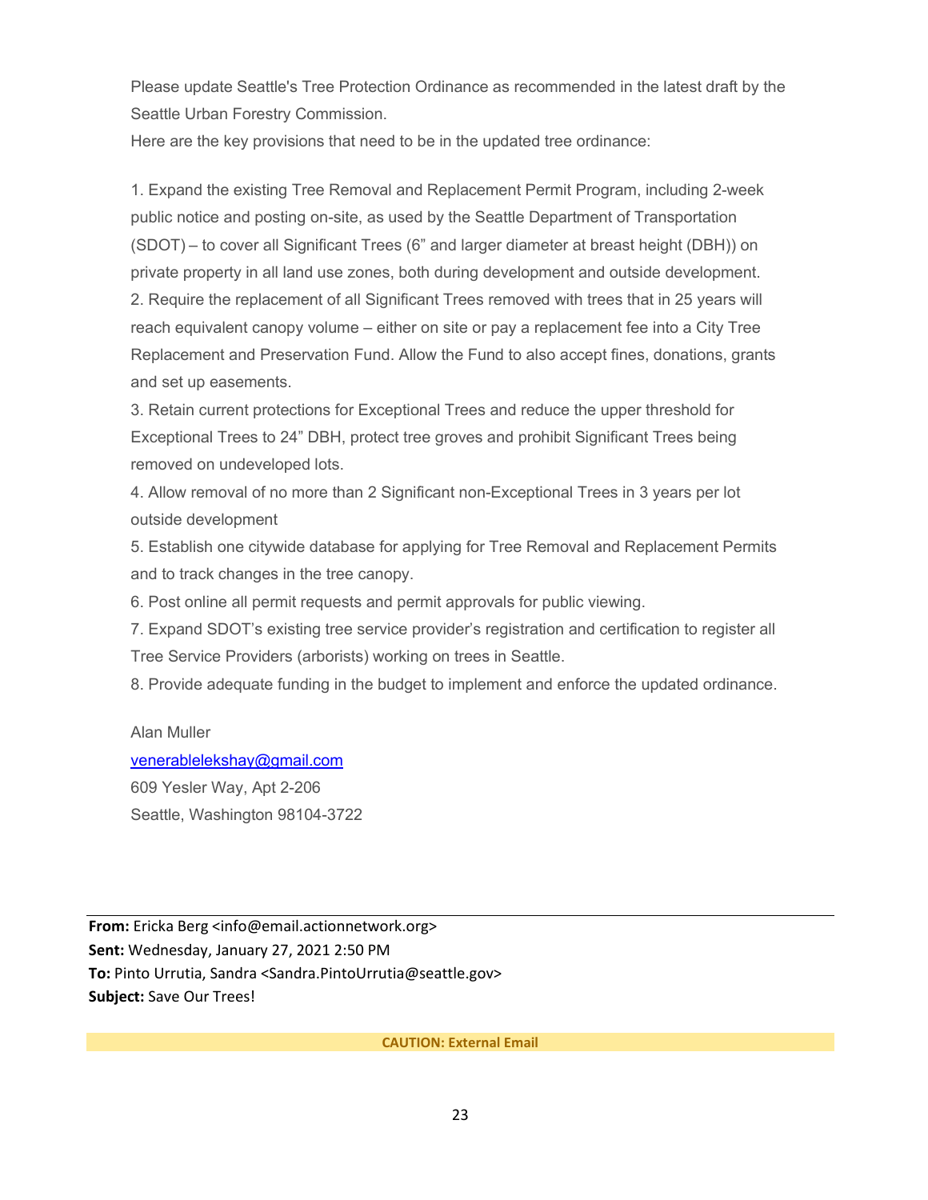Please update Seattle's Tree Protection Ordinance as recommended in the latest draft by the Seattle Urban Forestry Commission.

Here are the key provisions that need to be in the updated tree ordinance:

1. Expand the existing Tree Removal and Replacement Permit Program, including 2-week public notice and posting on-site, as used by the Seattle Department of Transportation (SDOT) – to cover all Significant Trees (6" and larger diameter at breast height (DBH)) on private property in all land use zones, both during development and outside development.
2. Require the replacement of all Significant Trees removed with trees that in 25 years will reach equivalent canopy volume – either on site or pay a replacement fee into a City Tree Replacement and Preservation Fund. Allow the Fund to also accept fines, donations, grants and set up easements.
3. Retain current protections for Exceptional Trees and reduce the upper threshold for Exceptional Trees to 24" DBH, protect tree groves and prohibit Significant Trees being removed on undeveloped lots.
4. Allow removal of no more than 2 Significant non-Exceptional Trees in 3 years per lot outside development
5. Establish one citywide database for applying for Tree Removal and Replacement Permits and to track changes in the tree canopy.
6. Post online all permit requests and permit approvals for public viewing.
7. Expand SDOT's existing tree service provider's registration and certification to register all Tree Service Providers (arborists) working on trees in Seattle.
8. Provide adequate funding in the budget to implement and enforce the updated ordinance.

Alan Muller
venerablelekshay@gmail.com
609 Yesler Way, Apt 2-206
Seattle, Washington 98104-3722

---

**From:** Ericka Berg <info@email.actionnetwork.org>
**Sent:** Wednesday, January 27, 2021 2:50 PM
**To:** Pinto Urrutia, Sandra <Sandra.PintoUrrutia@seattle.gov>
**Subject:** Save Our Trees!

**CAUTION: External Email**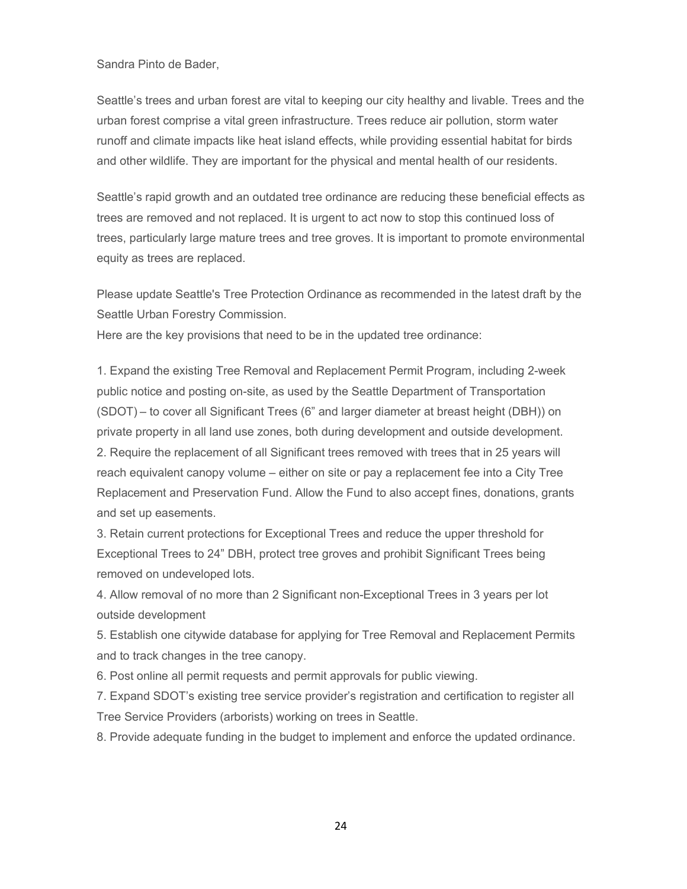Sandra Pinto de Bader,

Seattle's trees and urban forest are vital to keeping our city healthy and livable. Trees and the urban forest comprise a vital green infrastructure. Trees reduce air pollution, storm water runoff and climate impacts like heat island effects, while providing essential habitat for birds and other wildlife. They are important for the physical and mental health of our residents.

Seattle's rapid growth and an outdated tree ordinance are reducing these beneficial effects as trees are removed and not replaced. It is urgent to act now to stop this continued loss of trees, particularly large mature trees and tree groves. It is important to promote environmental equity as trees are replaced.

Please update Seattle's Tree Protection Ordinance as recommended in the latest draft by the Seattle Urban Forestry Commission.

Here are the key provisions that need to be in the updated tree ordinance:

1. Expand the existing Tree Removal and Replacement Permit Program, including 2-week public notice and posting on-site, as used by the Seattle Department of Transportation (SDOT) – to cover all Significant Trees (6" and larger diameter at breast height (DBH)) on private property in all land use zones, both during development and outside development.
2. Require the replacement of all Significant trees removed with trees that in 25 years will reach equivalent canopy volume – either on site or pay a replacement fee into a City Tree Replacement and Preservation Fund. Allow the Fund to also accept fines, donations, grants and set up easements.
3. Retain current protections for Exceptional Trees and reduce the upper threshold for Exceptional Trees to 24" DBH, protect tree groves and prohibit Significant Trees being removed on undeveloped lots.
4. Allow removal of no more than 2 Significant non-Exceptional Trees in 3 years per lot outside development
5. Establish one citywide database for applying for Tree Removal and Replacement Permits and to track changes in the tree canopy.
6. Post online all permit requests and permit approvals for public viewing.
7. Expand SDOT's existing tree service provider's registration and certification to register all Tree Service Providers (arborists) working on trees in Seattle.
8. Provide adequate funding in the budget to implement and enforce the updated ordinance.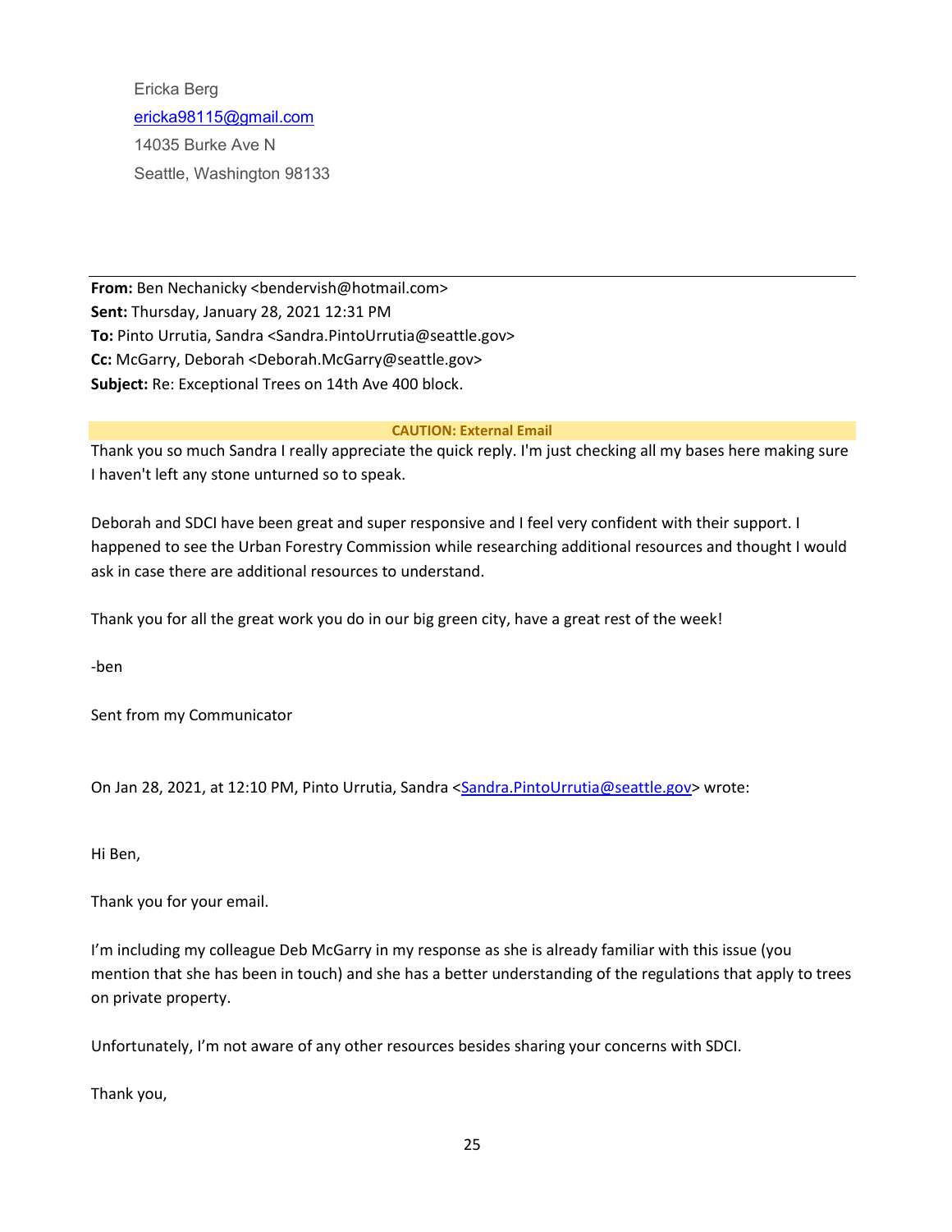Ericka Berg
ericka98115@gmail.com
14035 Burke Ave N
Seattle, Washington 98133

---

**From:** Ben Nechanicky <bendervish@hotmail.com>
**Sent:** Thursday, January 28, 2021 12:31 PM
**To:** Pinto Urrutia, Sandra <Sandra.PintoUrrutia@seattle.gov>
**Cc:** McGarry, Deborah <Deborah.McGarry@seattle.gov>
**Subject:** Re: Exceptional Trees on 14th Ave 400 block.

**CAUTION: External Email**

Thank you so much Sandra I really appreciate the quick reply. I'm just checking all my bases here making sure I haven't left any stone unturned so to speak.

Deborah and SDCI have been great and super responsive and I feel very confident with their support. I happened to see the Urban Forestry Commission while researching additional resources and thought I would ask in case there are additional resources to understand.

Thank you for all the great work you do in our big green city, have a great rest of the week!

-ben

Sent from my Communicator

On Jan 28, 2021, at 12:10 PM, Pinto Urrutia, Sandra <Sandra.PintoUrrutia@seattle.gov> wrote:

Hi Ben,

Thank you for your email.

I'm including my colleague Deb McGarry in my response as she is already familiar with this issue (you mention that she has been in touch) and she has a better understanding of the regulations that apply to trees on private property.

Unfortunately, I'm not aware of any other resources besides sharing your concerns with SDCI.

Thank you,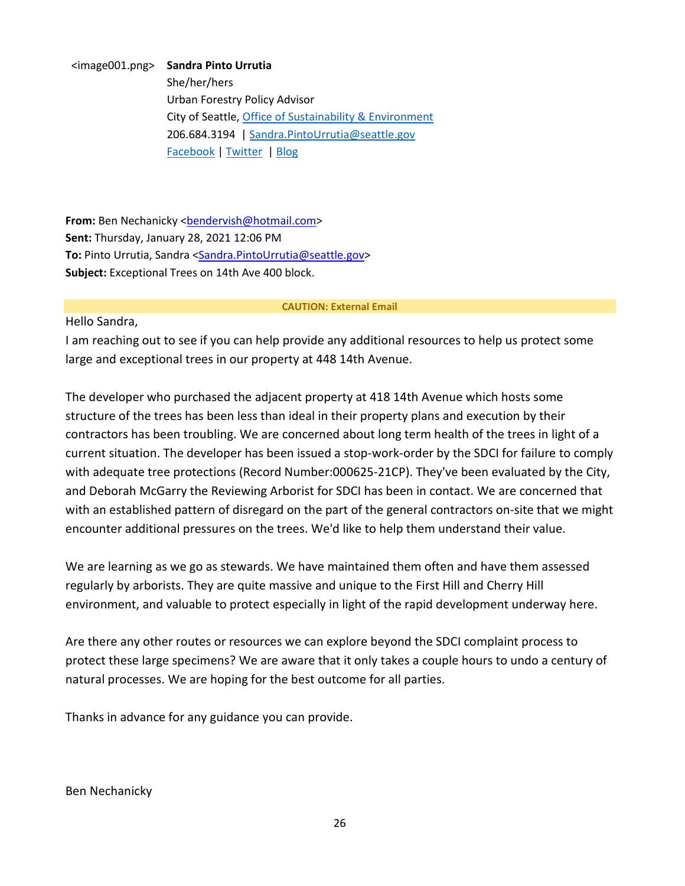<image001.png> **Sandra Pinto Urrutia**
She/her/hers
Urban Forestry Policy Advisor
City of Seattle, Office of Sustainability & Environment
206.684.3194 | Sandra.PintoUrrutia@seattle.gov
Facebook | Twitter | Blog

**From:** Ben Nechanicky <bendervish@hotmail.com>
**Sent:** Thursday, January 28, 2021 12:06 PM
**To:** Pinto Urrutia, Sandra <Sandra.PintoUrrutia@seattle.gov>
**Subject:** Exceptional Trees on 14th Ave 400 block.

**CAUTION: External Email**

Hello Sandra,
I am reaching out to see if you can help provide any additional resources to help us protect some large and exceptional trees in our property at 448 14th Avenue.

The developer who purchased the adjacent property at 418 14th Avenue which hosts some structure of the trees has been less than ideal in their property plans and execution by their contractors has been troubling. We are concerned about long term health of the trees in light of a current situation. The developer has been issued a stop-work-order by the SDCI for failure to comply with adequate tree protections (Record Number:000625-21CP). They've been evaluated by the City, and Deborah McGarry the Reviewing Arborist for SDCI has been in contact. We are concerned that with an established pattern of disregard on the part of the general contractors on-site that we might encounter additional pressures on the trees. We'd like to help them understand their value.

We are learning as we go as stewards. We have maintained them often and have them assessed regularly by arborists. They are quite massive and unique to the First Hill and Cherry Hill environment, and valuable to protect especially in light of the rapid development underway here.

Are there any other routes or resources we can explore beyond the SDCI complaint process to protect these large specimens? We are aware that it only takes a couple hours to undo a century of natural processes. We are hoping for the best outcome for all parties.

Thanks in advance for any guidance you can provide.

Ben Nechanicky